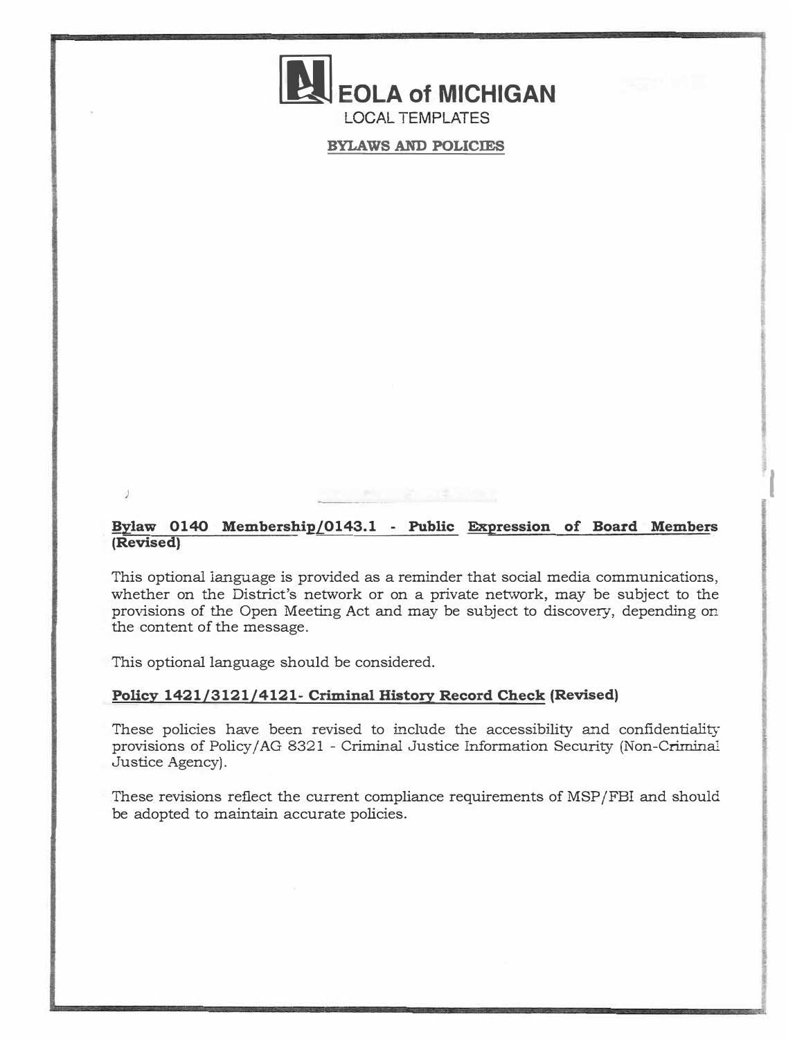# NEOLA of MICHIGAN

LOCAL TEMPLATES

**BYLAWS AND POLICIES**

## Bylaw 0140 Membership/0143.1 - Public Expression of Board Members (Revised)

This optional language is provided as a reminder that social media communications, whether on the District's network or on a private network, may be subject to the provisions of the Open Meeting Act and may be subject to discovery, depending on the content of the message.

This optional language should be considered.

## Policy 1421/3121/4121- Criminal History Record Check (Revised)

These policies have been revised to include the accessibility and confidentiality provisions of Policy/AG 8321 - Criminal Justice Information Security (Non-Criminal Justice Agency).

These revisions reflect the current compliance requirements of MSP/FBI and should be adopted to maintain accurate policies.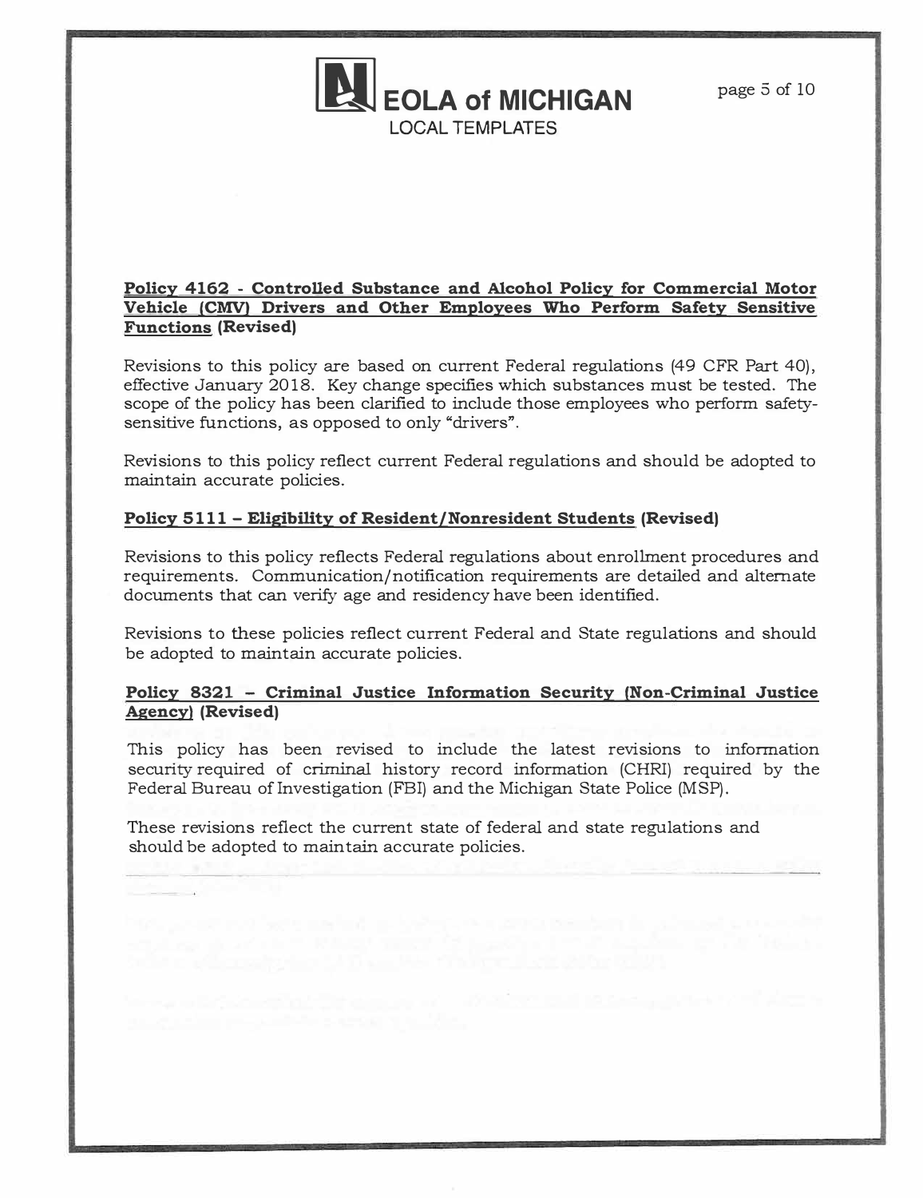### **Policy 4162 - Controlled Substance and Alcohol Policy for Commercial Motor Vehicle (CMV) Drivers and Other Employees Who Perform Safety Sensitive Functions** (Revised)

Revisions to this policy are based on current Federal regulations (49 CFR Part 40), effective January 2018. Key change specifies which substances must be tested. The scope of the policy has been clarified to include those employees who perform safety-sensitive functions, as opposed to only "drivers".

Revisions to this policy reflect current Federal regulations and should be adopted to maintain accurate policies.

### **Policy 5111 – Eligibility of Resident/Nonresident Students** (Revised)

Revisions to this policy reflects Federal regulations about enrollment procedures and requirements. Communication/notification requirements are detailed and alternate documents that can verify age and residency have been identified.

Revisions to these policies reflect current Federal and State regulations and should be adopted to maintain accurate policies.

### **Policy 8321 – Criminal Justice Information Security (Non-Criminal Justice Agency)** (Revised)

This policy has been revised to include the latest revisions to information security required of criminal history record information (CHRI) required by the Federal Bureau of Investigation (FBI) and the Michigan State Police (MSP).

These revisions reflect the current state of federal and state regulations and should be adopted to maintain accurate policies.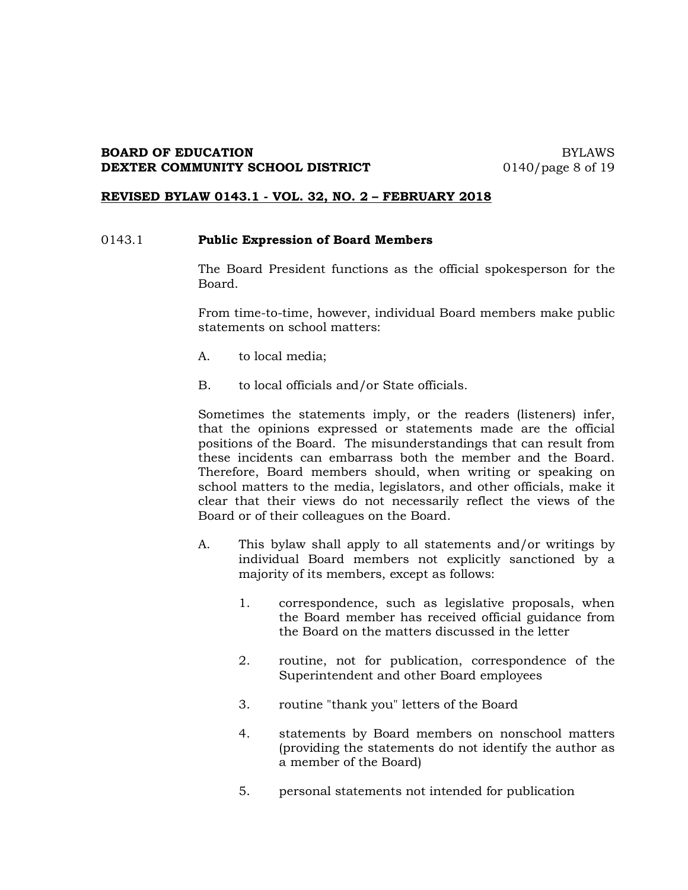## REVISED BYLAW 0143.1 - VOL. 32, NO. 2 – FEBRUARY 2018

### 0143.1 Public Expression of Board Members

The Board President functions as the official spokesperson for the Board.

From time-to-time, however, individual Board members make public statements on school matters:

A. to local media;

B. to local officials and/or State officials.

Sometimes the statements imply, or the readers (listeners) infer, that the opinions expressed or statements made are the official positions of the Board. The misunderstandings that can result from these incidents can embarrass both the member and the Board. Therefore, Board members should, when writing or speaking on school matters to the media, legislators, and other officials, make it clear that their views do not necessarily reflect the views of the Board or of their colleagues on the Board.

A. This bylaw shall apply to all statements and/or writings by individual Board members not explicitly sanctioned by a majority of its members, except as follows:

   1. correspondence, such as legislative proposals, when the Board member has received official guidance from the Board on the matters discussed in the letter

   2. routine, not for publication, correspondence of the Superintendent and other Board employees

   3. routine "thank you" letters of the Board

   4. statements by Board members on nonschool matters (providing the statements do not identify the author as a member of the Board)

   5. personal statements not intended for publication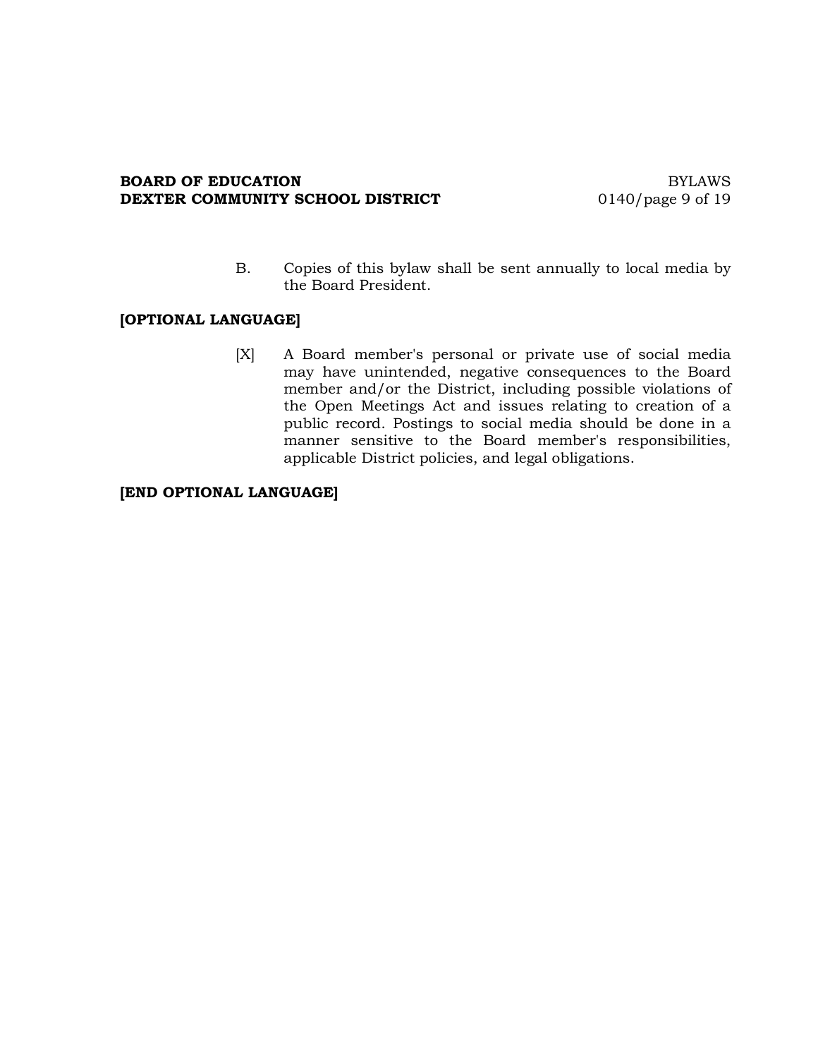B. Copies of this bylaw shall be sent annually to local media by the Board President.

**[OPTIONAL LANGUAGE]**

[X] A Board member's personal or private use of social media may have unintended, negative consequences to the Board member and/or the District, including possible violations of the Open Meetings Act and issues relating to creation of a public record. Postings to social media should be done in a manner sensitive to the Board member's responsibilities, applicable District policies, and legal obligations.

**[END OPTIONAL LANGUAGE]**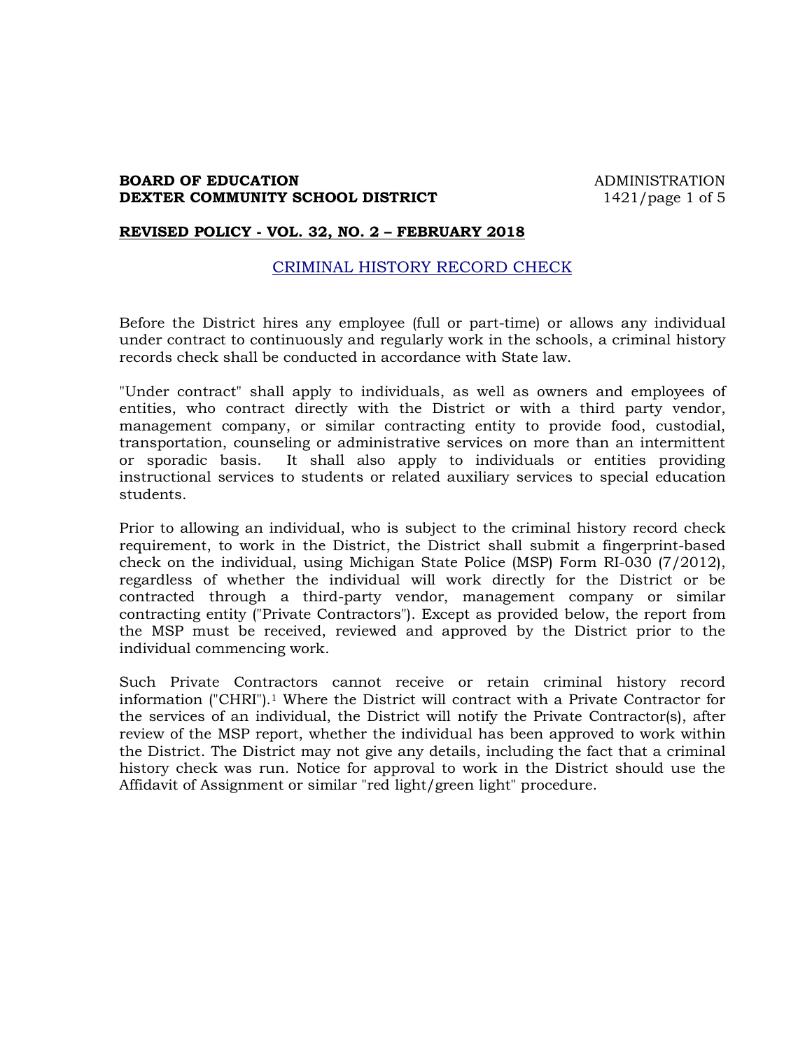**BOARD OF EDUCATION** ADMINISTRATION
**DEXTER COMMUNITY SCHOOL DISTRICT** 1421

**REVISED POLICY - VOL. 32, NO. 2 – FEBRUARY 2018**

## CRIMINAL HISTORY RECORD CHECK

Before the District hires any employee (full or part-time) or allows any individual under contract to continuously and regularly work in the schools, a criminal history records check shall be conducted in accordance with State law.

"Under contract" shall apply to individuals, as well as owners and employees of entities, who contract directly with the District or with a third party vendor, management company, or similar contracting entity to provide food, custodial, transportation, counseling or administrative services on more than an intermittent or sporadic basis. It shall also apply to individuals or entities providing instructional services to students or related auxiliary services to special education students.

Prior to allowing an individual, who is subject to the criminal history record check requirement, to work in the District, the District shall submit a fingerprint-based check on the individual, using Michigan State Police (MSP) Form RI-030 (7/2012), regardless of whether the individual will work directly for the District or be contracted through a third-party vendor, management company or similar contracting entity ("Private Contractors"). Except as provided below, the report from the MSP must be received, reviewed and approved by the District prior to the individual commencing work.

Such Private Contractors cannot receive or retain criminal history record information ("CHRI").[1] Where the District will contract with a Private Contractor for the services of an individual, the District will notify the Private Contractor(s), after review of the MSP report, whether the individual has been approved to work within the District. The District may not give any details, including the fact that a criminal history check was run. Notice for approval to work in the District should use the Affidavit of Assignment or similar "red light/green light" procedure.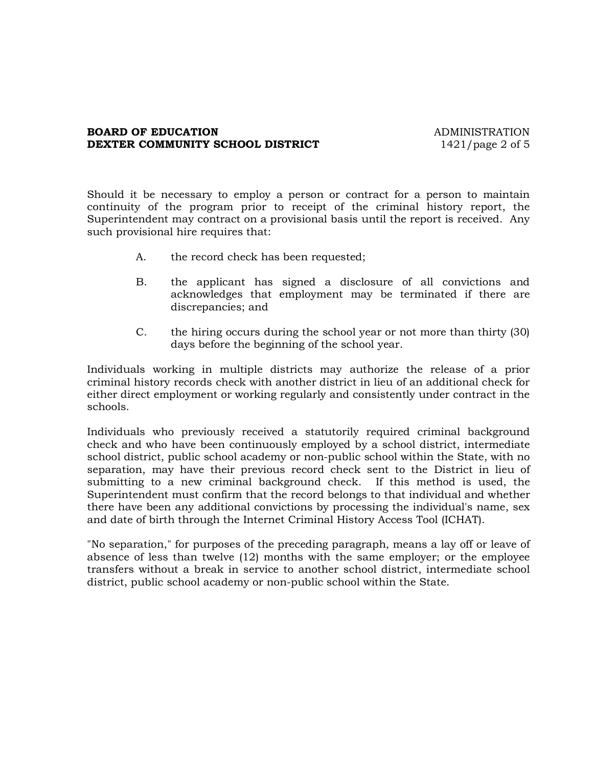Should it be necessary to employ a person or contract for a person to maintain continuity of the program prior to receipt of the criminal history report, the Superintendent may contract on a provisional basis until the report is received. Any such provisional hire requires that:

A. the record check has been requested;

B. the applicant has signed a disclosure of all convictions and acknowledges that employment may be terminated if there are discrepancies; and

C. the hiring occurs during the school year or not more than thirty (30) days before the beginning of the school year.

Individuals working in multiple districts may authorize the release of a prior criminal history records check with another district in lieu of an additional check for either direct employment or working regularly and consistently under contract in the schools.

Individuals who previously received a statutorily required criminal background check and who have been continuously employed by a school district, intermediate school district, public school academy or non-public school within the State, with no separation, may have their previous record check sent to the District in lieu of submitting to a new criminal background check. If this method is used, the Superintendent must confirm that the record belongs to that individual and whether there have been any additional convictions by processing the individual's name, sex and date of birth through the Internet Criminal History Access Tool (ICHAT).

"No separation," for purposes of the preceding paragraph, means a lay off or leave of absence of less than twelve (12) months with the same employer; or the employee transfers without a break in service to another school district, intermediate school district, public school academy or non-public school within the State.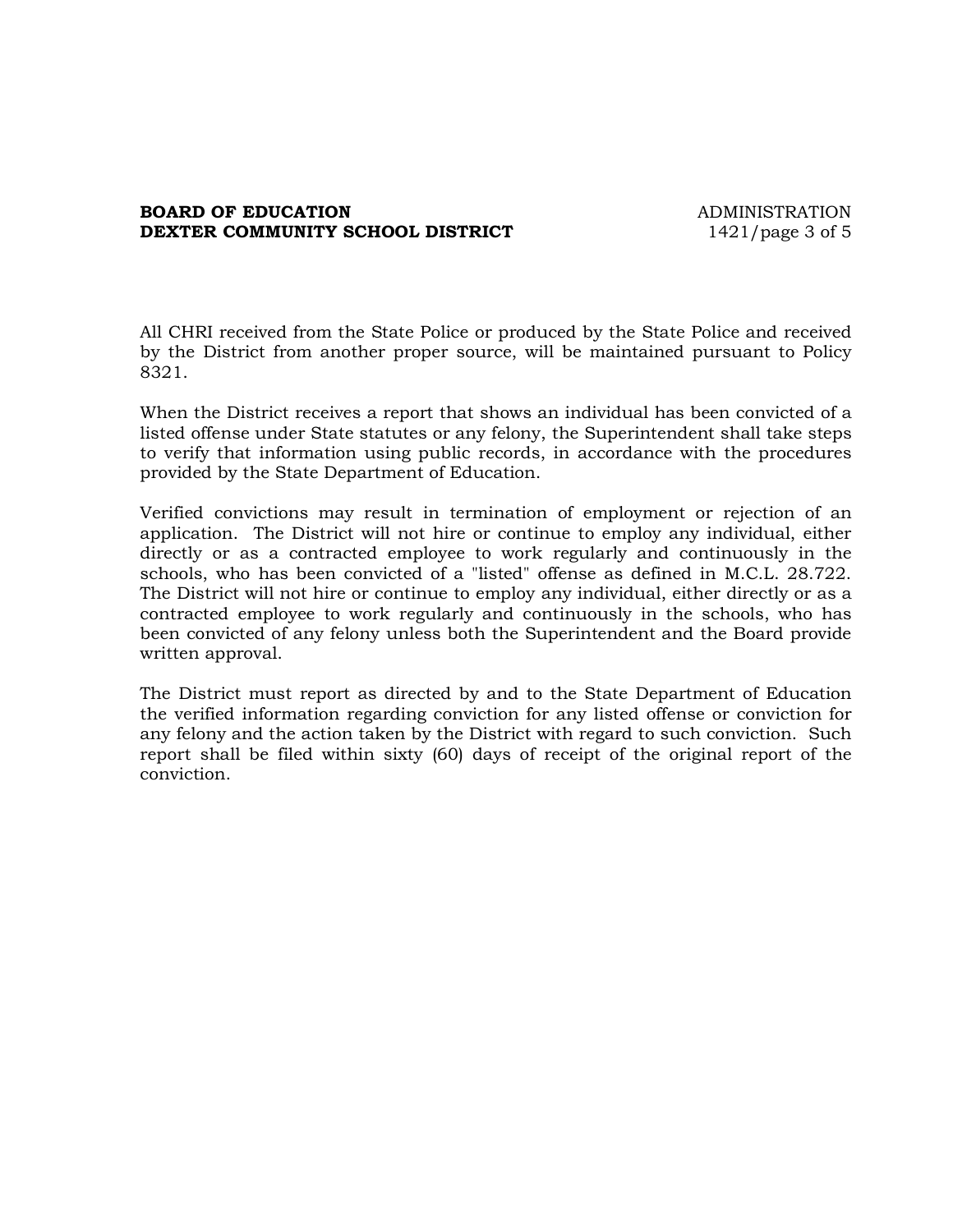All CHRI received from the State Police or produced by the State Police and received by the District from another proper source, will be maintained pursuant to Policy 8321.

When the District receives a report that shows an individual has been convicted of a listed offense under State statutes or any felony, the Superintendent shall take steps to verify that information using public records, in accordance with the procedures provided by the State Department of Education.

Verified convictions may result in termination of employment or rejection of an application. The District will not hire or continue to employ any individual, either directly or as a contracted employee to work regularly and continuously in the schools, who has been convicted of a "listed" offense as defined in M.C.L. 28.722. The District will not hire or continue to employ any individual, either directly or as a contracted employee to work regularly and continuously in the schools, who has been convicted of any felony unless both the Superintendent and the Board provide written approval.

The District must report as directed by and to the State Department of Education the verified information regarding conviction for any listed offense or conviction for any felony and the action taken by the District with regard to such conviction. Such report shall be filed within sixty (60) days of receipt of the original report of the conviction.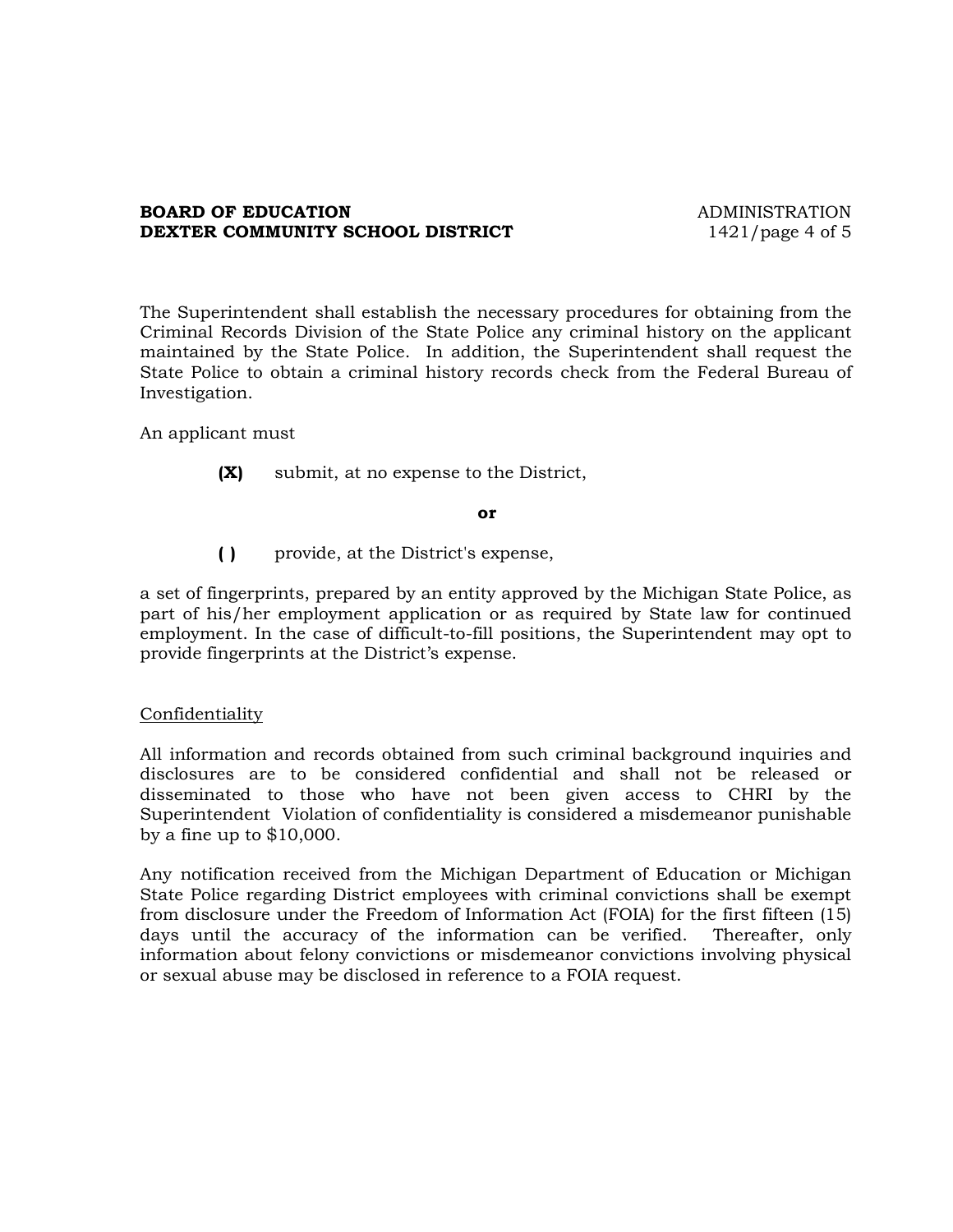The Superintendent shall establish the necessary procedures for obtaining from the Criminal Records Division of the State Police any criminal history on the applicant maintained by the State Police. In addition, the Superintendent shall request the State Police to obtain a criminal history records check from the Federal Bureau of Investigation.

An applicant must

> **(X)** submit, at no expense to the District,
>
> **or**
>
> **( )** provide, at the District's expense,

a set of fingerprints, prepared by an entity approved by the Michigan State Police, as part of his/her employment application or as required by State law for continued employment. In the case of difficult-to-fill positions, the Superintendent may opt to provide fingerprints at the District's expense.

Confidentiality

All information and records obtained from such criminal background inquiries and disclosures are to be considered confidential and shall not be released or disseminated to those who have not been given access to CHRI by the Superintendent Violation of confidentiality is considered a misdemeanor punishable by a fine up to $10,000.

Any notification received from the Michigan Department of Education or Michigan State Police regarding District employees with criminal convictions shall be exempt from disclosure under the Freedom of Information Act (FOIA) for the first fifteen (15) days until the accuracy of the information can be verified. Thereafter, only information about felony convictions or misdemeanor convictions involving physical or sexual abuse may be disclosed in reference to a FOIA request.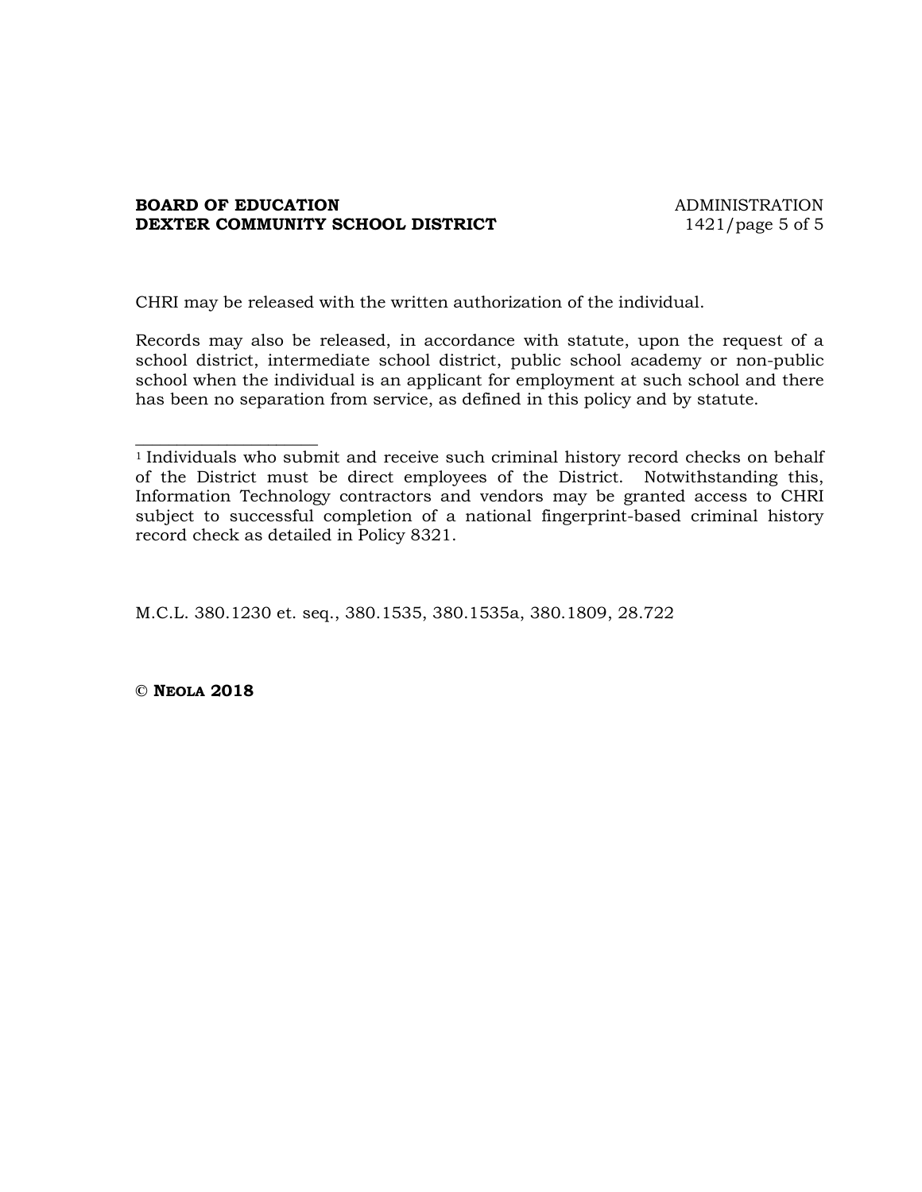CHRI may be released with the written authorization of the individual.

Records may also be released, in accordance with statute, upon the request of a school district, intermediate school district, public school academy or non-public school when the individual is an applicant for employment at such school and there has been no separation from service, as defined in this policy and by statute.

---

[1] Individuals who submit and receive such criminal history record checks on behalf of the District must be direct employees of the District. Notwithstanding this, Information Technology contractors and vendors may be granted access to CHRI subject to successful completion of a national fingerprint-based criminal history record check as detailed in Policy 8321.

M.C.L. 380.1230 et. seq., 380.1535, 380.1535a, 380.1809, 28.722

**© NEOLA 2018**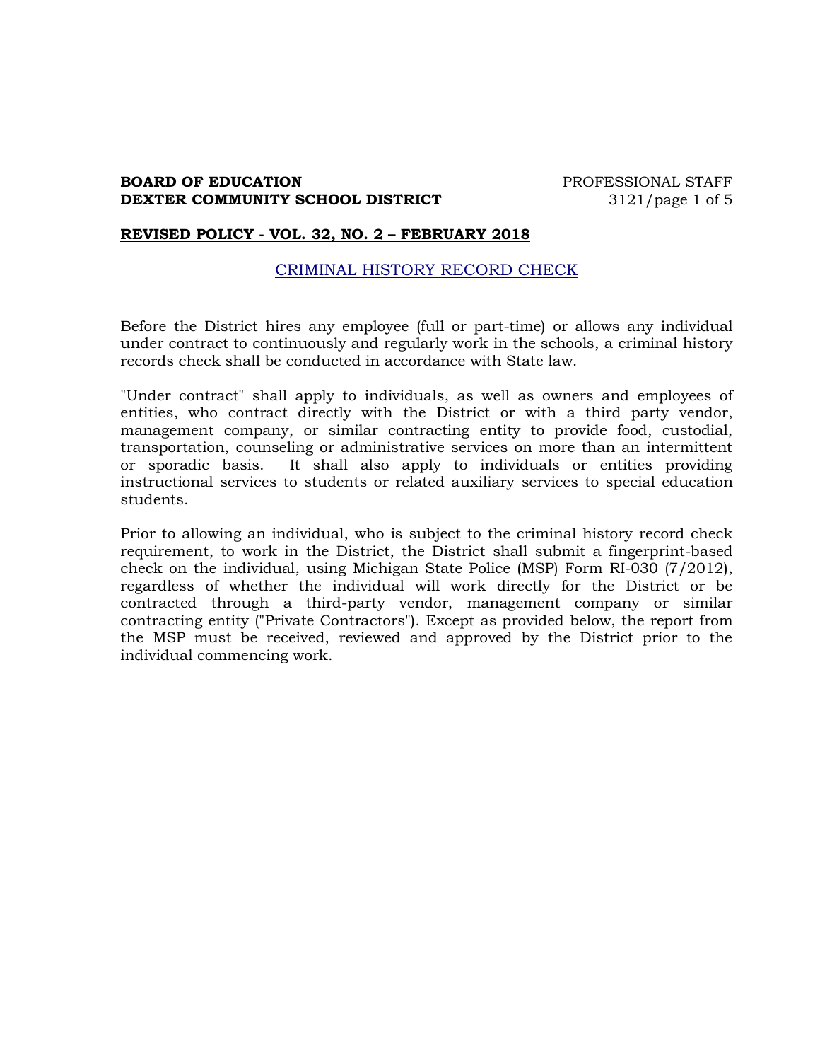**REVISED POLICY - VOL. 32, NO. 2 – FEBRUARY 2018**

## CRIMINAL HISTORY RECORD CHECK

Before the District hires any employee (full or part-time) or allows any individual under contract to continuously and regularly work in the schools, a criminal history records check shall be conducted in accordance with State law.

"Under contract" shall apply to individuals, as well as owners and employees of entities, who contract directly with the District or with a third party vendor, management company, or similar contracting entity to provide food, custodial, transportation, counseling or administrative services on more than an intermittent or sporadic basis. It shall also apply to individuals or entities providing instructional services to students or related auxiliary services to special education students.

Prior to allowing an individual, who is subject to the criminal history record check requirement, to work in the District, the District shall submit a fingerprint-based check on the individual, using Michigan State Police (MSP) Form RI-030 (7/2012), regardless of whether the individual will work directly for the District or be contracted through a third-party vendor, management company or similar contracting entity ("Private Contractors"). Except as provided below, the report from the MSP must be received, reviewed and approved by the District prior to the individual commencing work.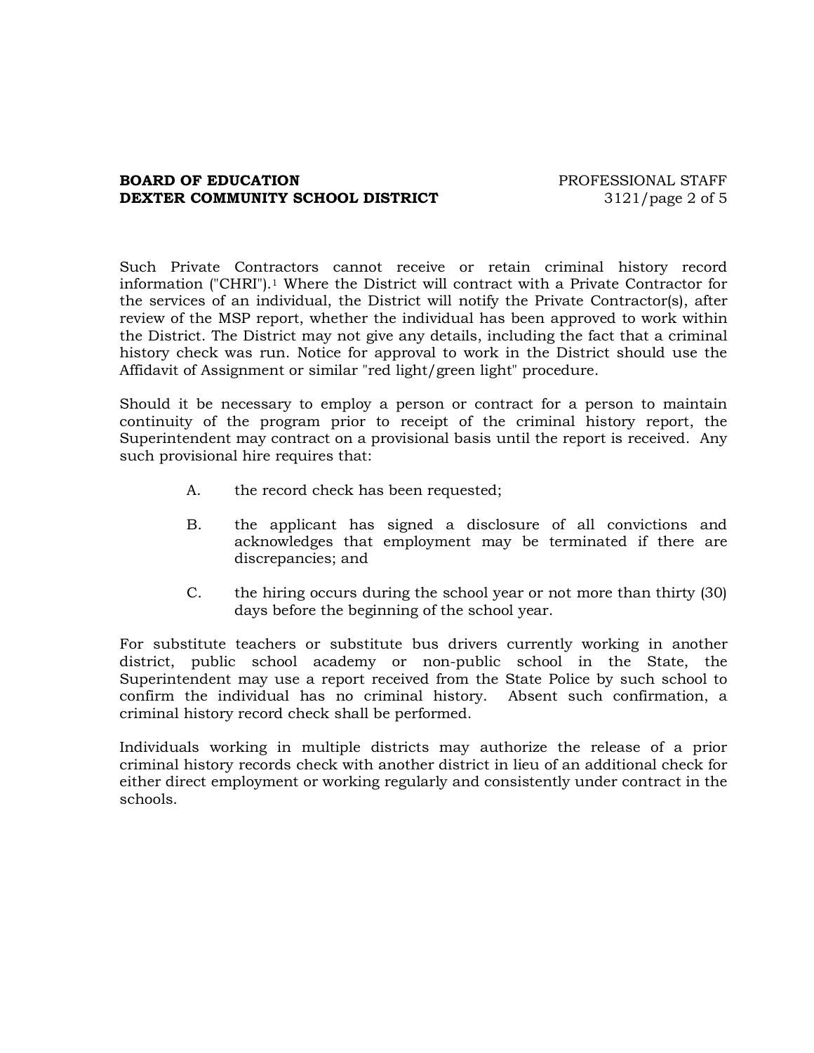Such Private Contractors cannot receive or retain criminal history record information ("CHRI").[1] Where the District will contract with a Private Contractor for the services of an individual, the District will notify the Private Contractor(s), after review of the MSP report, whether the individual has been approved to work within the District. The District may not give any details, including the fact that a criminal history check was run. Notice for approval to work in the District should use the Affidavit of Assignment or similar "red light/green light" procedure.

Should it be necessary to employ a person or contract for a person to maintain continuity of the program prior to receipt of the criminal history report, the Superintendent may contract on a provisional basis until the report is received. Any such provisional hire requires that:

A. the record check has been requested;

B. the applicant has signed a disclosure of all convictions and acknowledges that employment may be terminated if there are discrepancies; and

C. the hiring occurs during the school year or not more than thirty (30) days before the beginning of the school year.

For substitute teachers or substitute bus drivers currently working in another district, public school academy or non-public school in the State, the Superintendent may use a report received from the State Police by such school to confirm the individual has no criminal history. Absent such confirmation, a criminal history record check shall be performed.

Individuals working in multiple districts may authorize the release of a prior criminal history records check with another district in lieu of an additional check for either direct employment or working regularly and consistently under contract in the schools.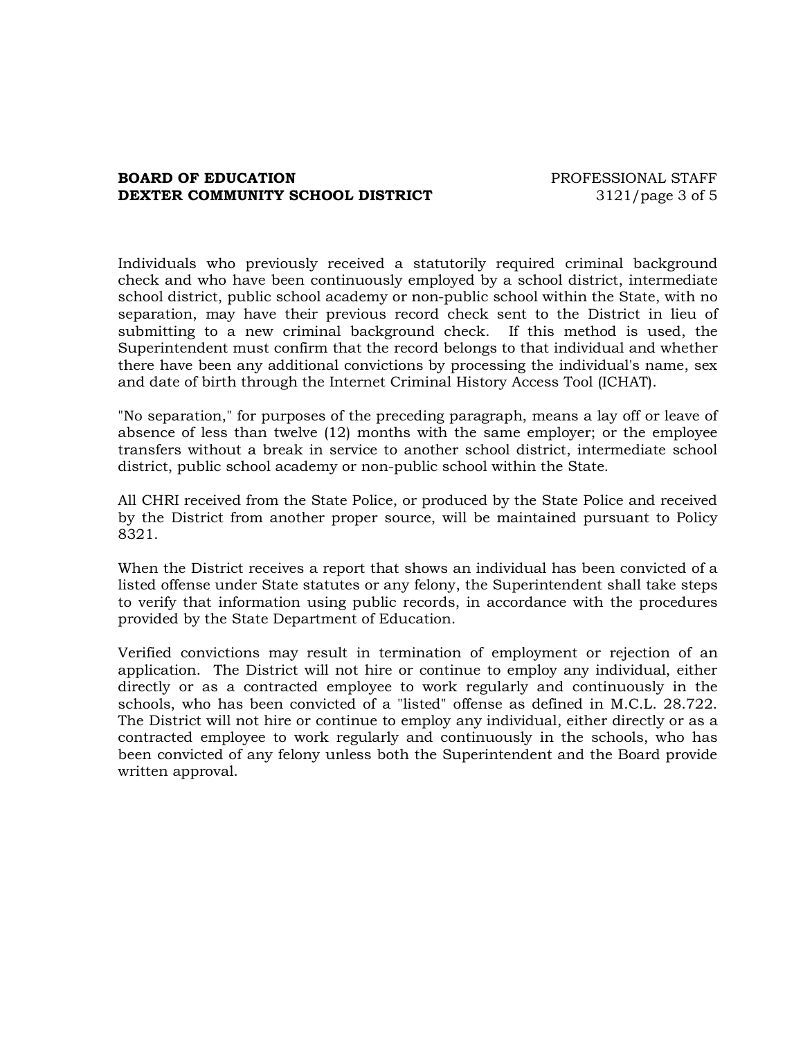Individuals who previously received a statutorily required criminal background check and who have been continuously employed by a school district, intermediate school district, public school academy or non-public school within the State, with no separation, may have their previous record check sent to the District in lieu of submitting to a new criminal background check. If this method is used, the Superintendent must confirm that the record belongs to that individual and whether there have been any additional convictions by processing the individual's name, sex and date of birth through the Internet Criminal History Access Tool (ICHAT).

"No separation," for purposes of the preceding paragraph, means a lay off or leave of absence of less than twelve (12) months with the same employer; or the employee transfers without a break in service to another school district, intermediate school district, public school academy or non-public school within the State.

All CHRI received from the State Police, or produced by the State Police and received by the District from another proper source, will be maintained pursuant to Policy 8321.

When the District receives a report that shows an individual has been convicted of a listed offense under State statutes or any felony, the Superintendent shall take steps to verify that information using public records, in accordance with the procedures provided by the State Department of Education.

Verified convictions may result in termination of employment or rejection of an application. The District will not hire or continue to employ any individual, either directly or as a contracted employee to work regularly and continuously in the schools, who has been convicted of a "listed" offense as defined in M.C.L. 28.722. The District will not hire or continue to employ any individual, either directly or as a contracted employee to work regularly and continuously in the schools, who has been convicted of any felony unless both the Superintendent and the Board provide written approval.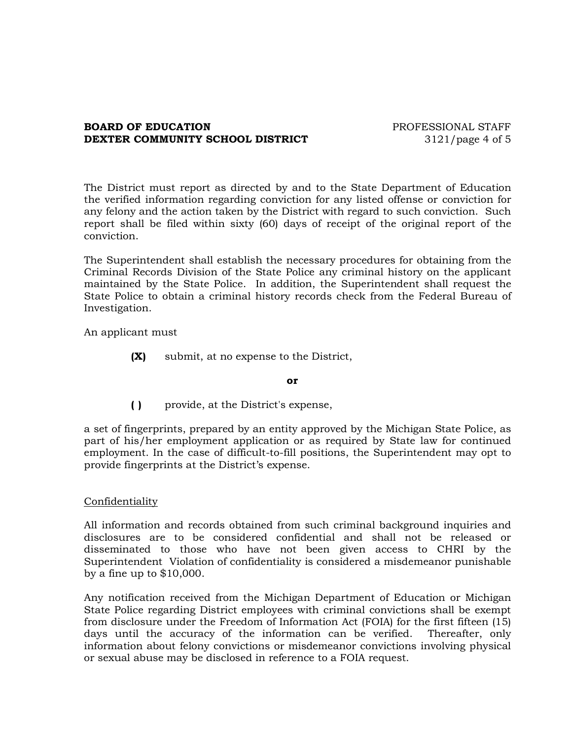The District must report as directed by and to the State Department of Education the verified information regarding conviction for any listed offense or conviction for any felony and the action taken by the District with regard to such conviction. Such report shall be filed within sixty (60) days of receipt of the original report of the conviction.

The Superintendent shall establish the necessary procedures for obtaining from the Criminal Records Division of the State Police any criminal history on the applicant maintained by the State Police. In addition, the Superintendent shall request the State Police to obtain a criminal history records check from the Federal Bureau of Investigation.

An applicant must

**(X)** submit, at no expense to the District,

**or**

**( )** provide, at the District's expense,

a set of fingerprints, prepared by an entity approved by the Michigan State Police, as part of his/her employment application or as required by State law for continued employment. In the case of difficult-to-fill positions, the Superintendent may opt to provide fingerprints at the District's expense.

Confidentiality

All information and records obtained from such criminal background inquiries and disclosures are to be considered confidential and shall not be released or disseminated to those who have not been given access to CHRI by the Superintendent Violation of confidentiality is considered a misdemeanor punishable by a fine up to $10,000.

Any notification received from the Michigan Department of Education or Michigan State Police regarding District employees with criminal convictions shall be exempt from disclosure under the Freedom of Information Act (FOIA) for the first fifteen (15) days until the accuracy of the information can be verified. Thereafter, only information about felony convictions or misdemeanor convictions involving physical or sexual abuse may be disclosed in reference to a FOIA request.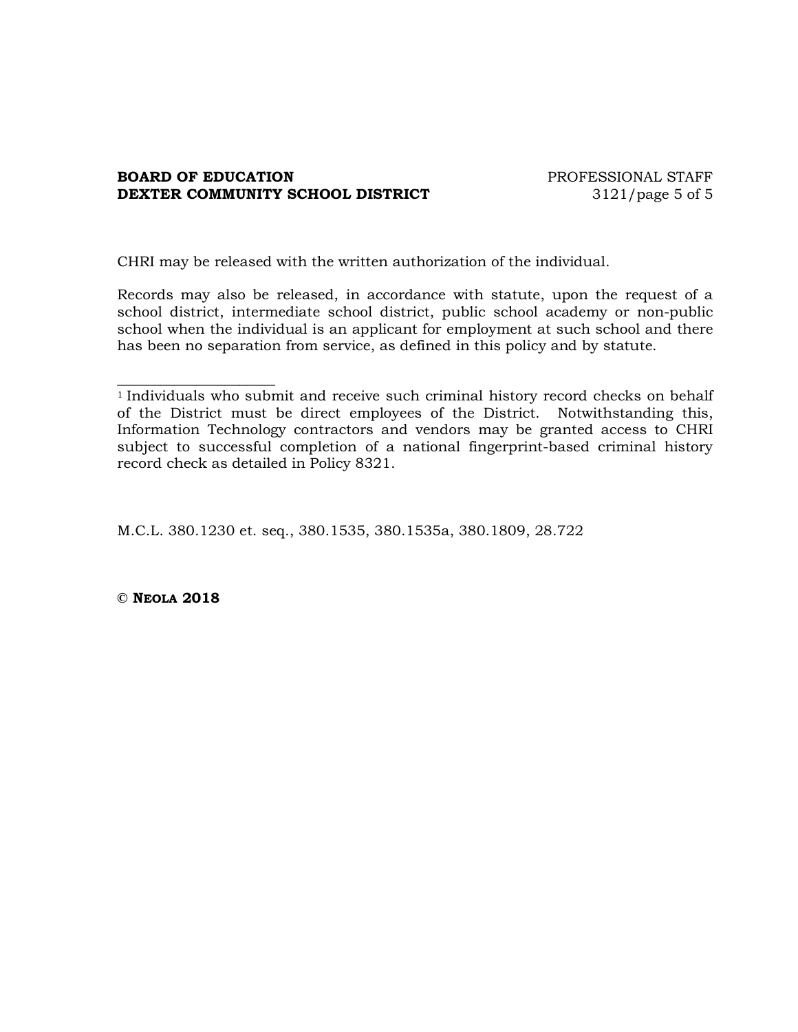CHRI may be released with the written authorization of the individual.

Records may also be released, in accordance with statute, upon the request of a school district, intermediate school district, public school academy or non-public school when the individual is an applicant for employment at such school and there has been no separation from service, as defined in this policy and by statute.

---

[1] Individuals who submit and receive such criminal history record checks on behalf of the District must be direct employees of the District. Notwithstanding this, Information Technology contractors and vendors may be granted access to CHRI subject to successful completion of a national fingerprint-based criminal history record check as detailed in Policy 8321.

M.C.L. 380.1230 et. seq., 380.1535, 380.1535a, 380.1809, 28.722

**© NEOLA 2018**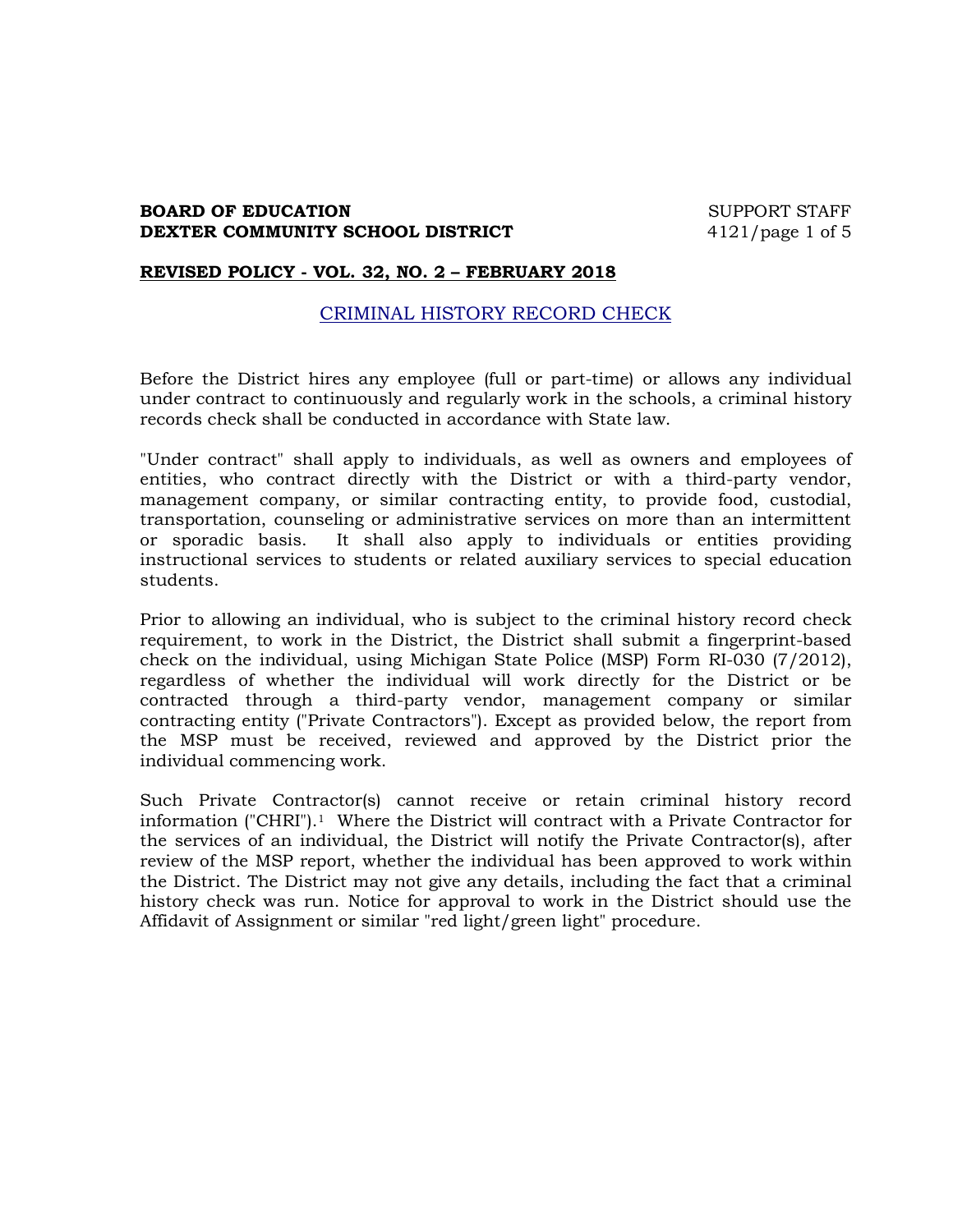**BOARD OF EDUCATION**
**DEXTER COMMUNITY SCHOOL DISTRICT**

SUPPORT STAFF
4121

**REVISED POLICY - VOL. 32, NO. 2 – FEBRUARY 2018**

## CRIMINAL HISTORY RECORD CHECK

Before the District hires any employee (full or part-time) or allows any individual under contract to continuously and regularly work in the schools, a criminal history records check shall be conducted in accordance with State law.

"Under contract" shall apply to individuals, as well as owners and employees of entities, who contract directly with the District or with a third-party vendor, management company, or similar contracting entity, to provide food, custodial, transportation, counseling or administrative services on more than an intermittent or sporadic basis. It shall also apply to individuals or entities providing instructional services to students or related auxiliary services to special education students.

Prior to allowing an individual, who is subject to the criminal history record check requirement, to work in the District, the District shall submit a fingerprint-based check on the individual, using Michigan State Police (MSP) Form RI-030 (7/2012), regardless of whether the individual will work directly for the District or be contracted through a third-party vendor, management company or similar contracting entity ("Private Contractors"). Except as provided below, the report from the MSP must be received, reviewed and approved by the District prior the individual commencing work.

Such Private Contractor(s) cannot receive or retain criminal history record information ("CHRI").[1] Where the District will contract with a Private Contractor for the services of an individual, the District will notify the Private Contractor(s), after review of the MSP report, whether the individual has been approved to work within the District. The District may not give any details, including the fact that a criminal history check was run. Notice for approval to work in the District should use the Affidavit of Assignment or similar "red light/green light" procedure.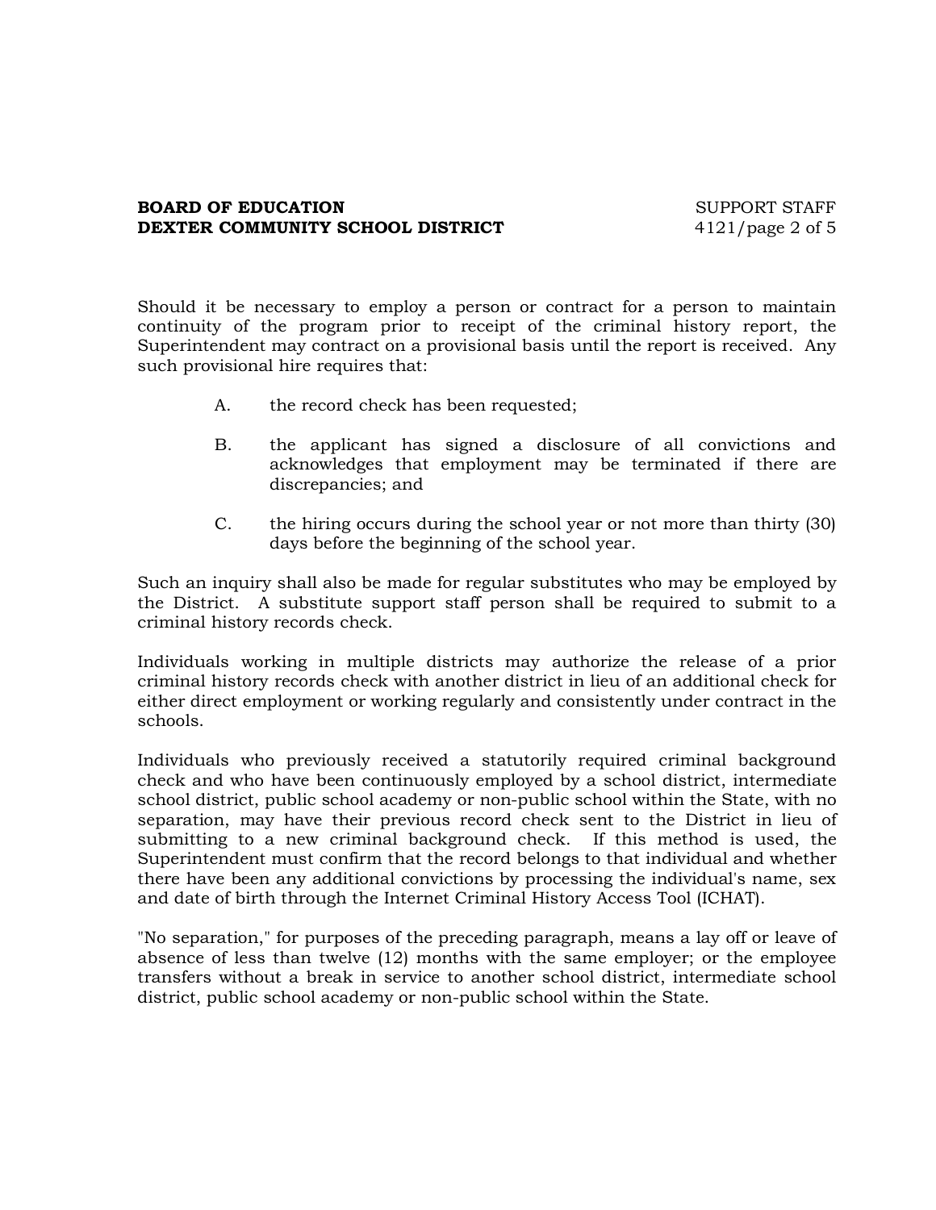Should it be necessary to employ a person or contract for a person to maintain continuity of the program prior to receipt of the criminal history report, the Superintendent may contract on a provisional basis until the report is received. Any such provisional hire requires that:

A. the record check has been requested;

B. the applicant has signed a disclosure of all convictions and acknowledges that employment may be terminated if there are discrepancies; and

C. the hiring occurs during the school year or not more than thirty (30) days before the beginning of the school year.

Such an inquiry shall also be made for regular substitutes who may be employed by the District. A substitute support staff person shall be required to submit to a criminal history records check.

Individuals working in multiple districts may authorize the release of a prior criminal history records check with another district in lieu of an additional check for either direct employment or working regularly and consistently under contract in the schools.

Individuals who previously received a statutorily required criminal background check and who have been continuously employed by a school district, intermediate school district, public school academy or non-public school within the State, with no separation, may have their previous record check sent to the District in lieu of submitting to a new criminal background check. If this method is used, the Superintendent must confirm that the record belongs to that individual and whether there have been any additional convictions by processing the individual's name, sex and date of birth through the Internet Criminal History Access Tool (ICHAT).

"No separation," for purposes of the preceding paragraph, means a lay off or leave of absence of less than twelve (12) months with the same employer; or the employee transfers without a break in service to another school district, intermediate school district, public school academy or non-public school within the State.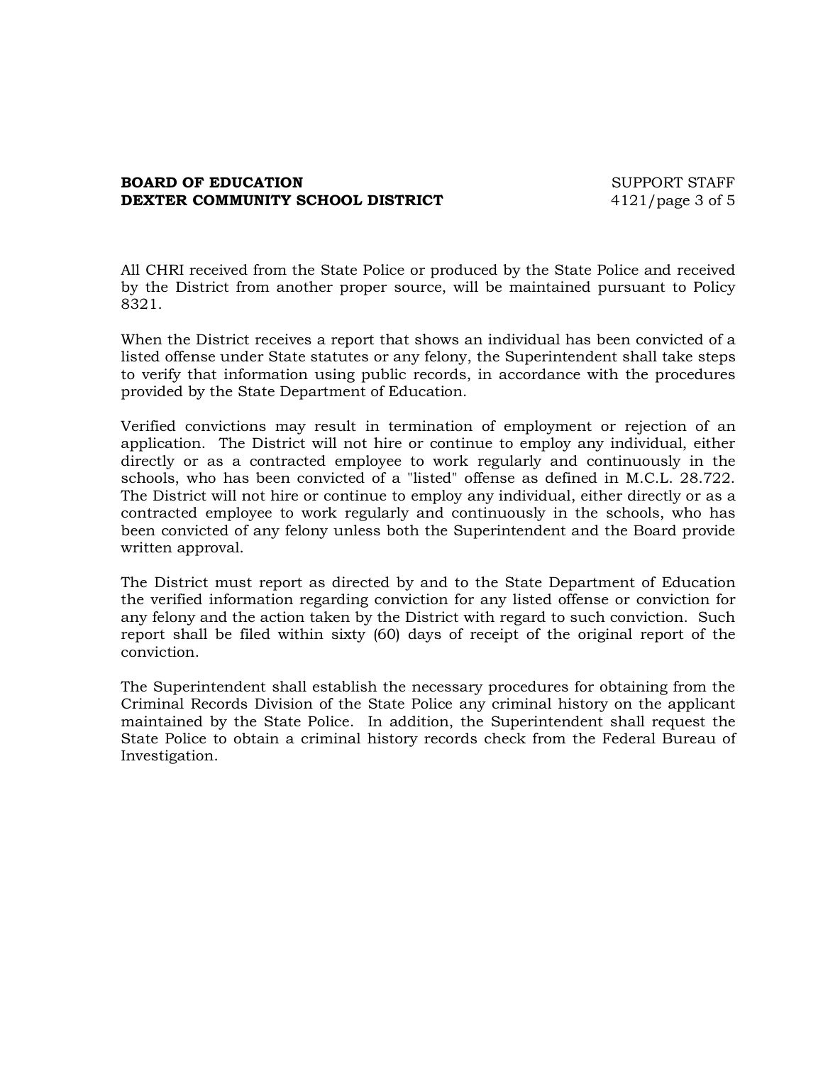All CHRI received from the State Police or produced by the State Police and received by the District from another proper source, will be maintained pursuant to Policy 8321.

When the District receives a report that shows an individual has been convicted of a listed offense under State statutes or any felony, the Superintendent shall take steps to verify that information using public records, in accordance with the procedures provided by the State Department of Education.

Verified convictions may result in termination of employment or rejection of an application. The District will not hire or continue to employ any individual, either directly or as a contracted employee to work regularly and continuously in the schools, who has been convicted of a "listed" offense as defined in M.C.L. 28.722. The District will not hire or continue to employ any individual, either directly or as a contracted employee to work regularly and continuously in the schools, who has been convicted of any felony unless both the Superintendent and the Board provide written approval.

The District must report as directed by and to the State Department of Education the verified information regarding conviction for any listed offense or conviction for any felony and the action taken by the District with regard to such conviction. Such report shall be filed within sixty (60) days of receipt of the original report of the conviction.

The Superintendent shall establish the necessary procedures for obtaining from the Criminal Records Division of the State Police any criminal history on the applicant maintained by the State Police. In addition, the Superintendent shall request the State Police to obtain a criminal history records check from the Federal Bureau of Investigation.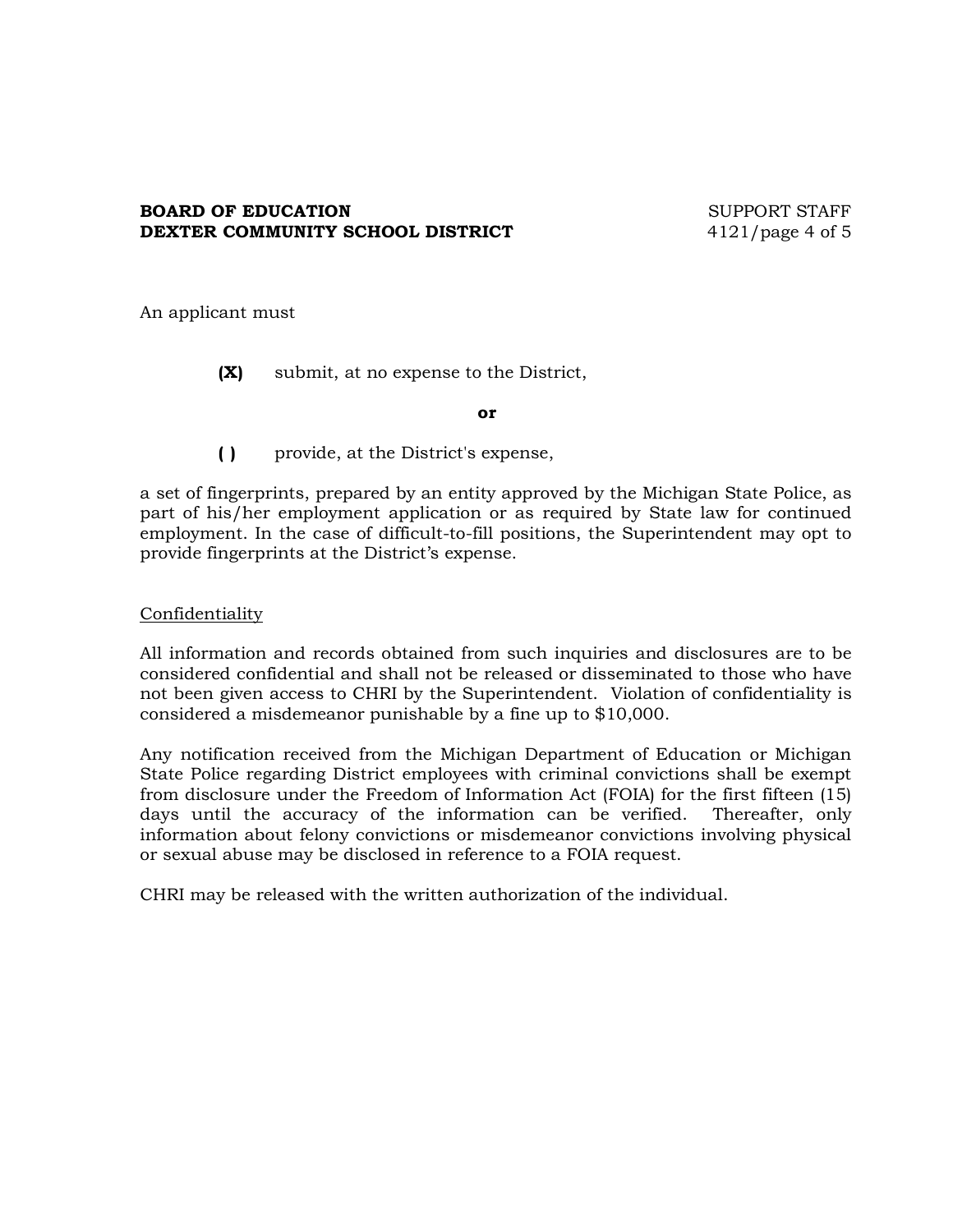An applicant must

**(X)** submit, at no expense to the District,

**or**

**( )** provide, at the District's expense,

a set of fingerprints, prepared by an entity approved by the Michigan State Police, as part of his/her employment application or as required by State law for continued employment. In the case of difficult-to-fill positions, the Superintendent may opt to provide fingerprints at the District's expense.

<u>Confidentiality</u>

All information and records obtained from such inquiries and disclosures are to be considered confidential and shall not be released or disseminated to those who have not been given access to CHRI by the Superintendent. Violation of confidentiality is considered a misdemeanor punishable by a fine up to $10,000.

Any notification received from the Michigan Department of Education or Michigan State Police regarding District employees with criminal convictions shall be exempt from disclosure under the Freedom of Information Act (FOIA) for the first fifteen (15) days until the accuracy of the information can be verified. Thereafter, only information about felony convictions or misdemeanor convictions involving physical or sexual abuse may be disclosed in reference to a FOIA request.

CHRI may be released with the written authorization of the individual.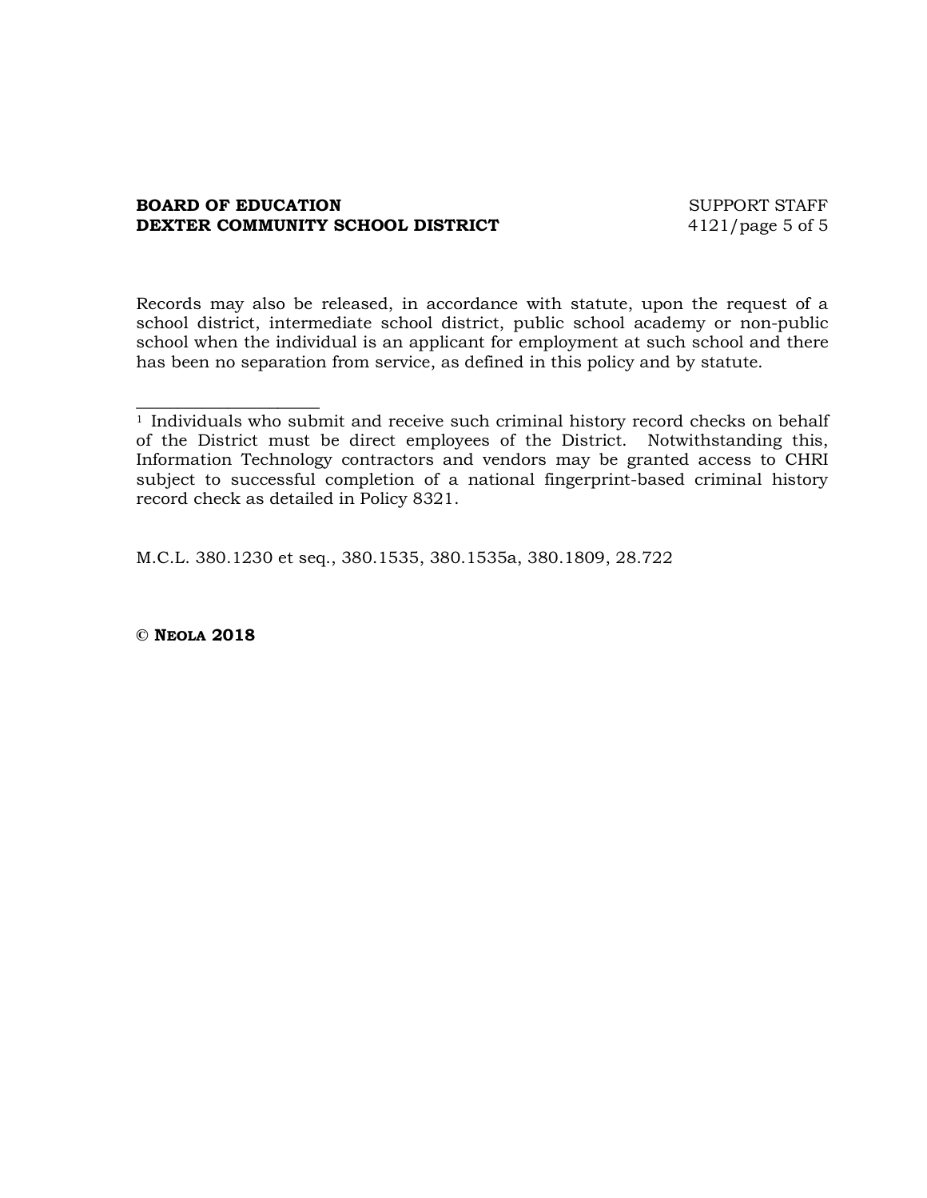Records may also be released, in accordance with statute, upon the request of a school district, intermediate school district, public school academy or non-public school when the individual is an applicant for employment at such school and there has been no separation from service, as defined in this policy and by statute.

_____________________

[1] Individuals who submit and receive such criminal history record checks on behalf of the District must be direct employees of the District. Notwithstanding this, Information Technology contractors and vendors may be granted access to CHRI subject to successful completion of a national fingerprint-based criminal history record check as detailed in Policy 8321.

M.C.L. 380.1230 et seq., 380.1535, 380.1535a, 380.1809, 28.722

**© NEOLA 2018**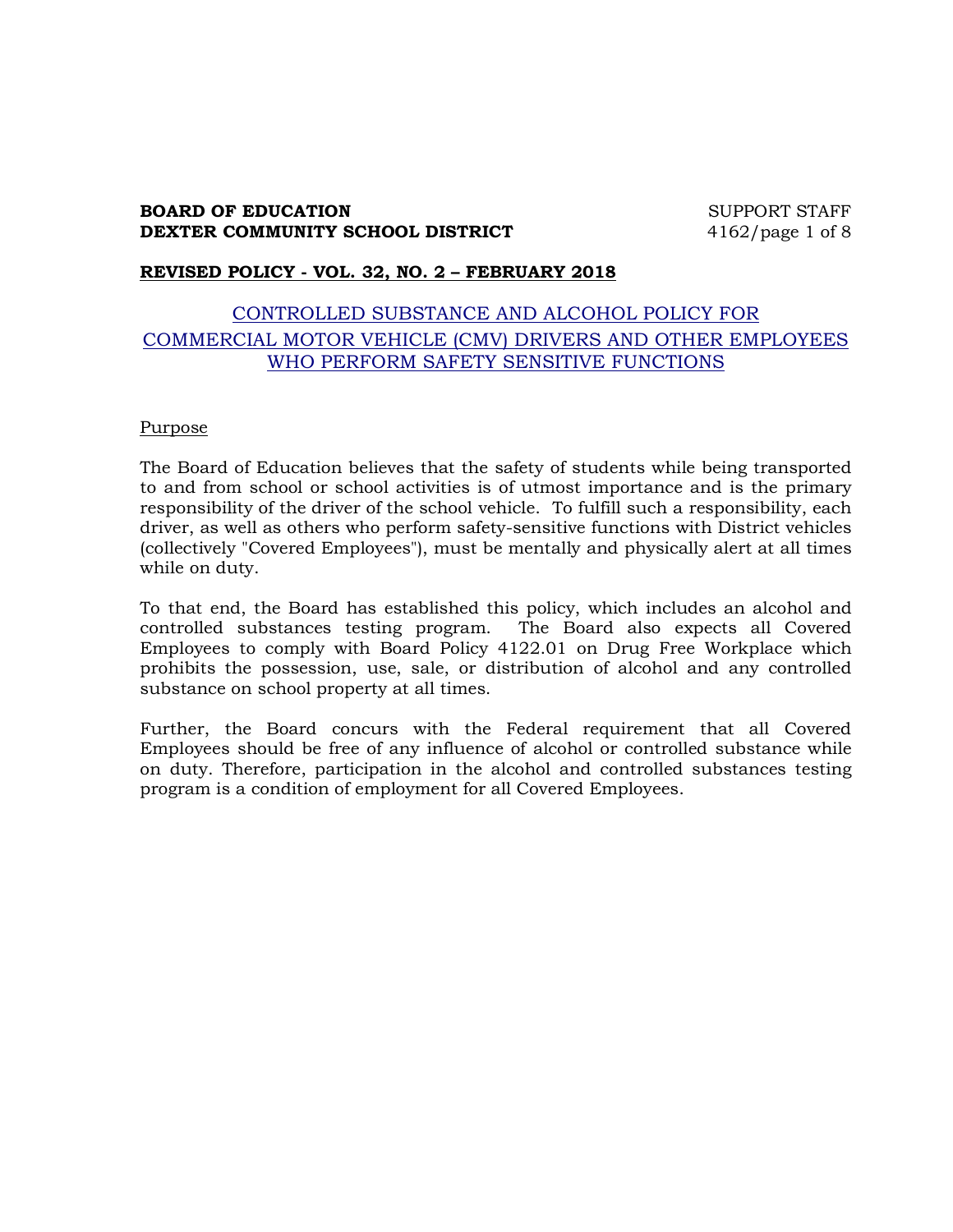**BOARD OF EDUCATION**
**DEXTER COMMUNITY SCHOOL DISTRICT**

SUPPORT STAFF
4162

**REVISED POLICY - VOL. 32, NO. 2 – FEBRUARY 2018**

# CONTROLLED SUBSTANCE AND ALCOHOL POLICY FOR COMMERCIAL MOTOR VEHICLE (CMV) DRIVERS AND OTHER EMPLOYEES WHO PERFORM SAFETY SENSITIVE FUNCTIONS

## Purpose

The Board of Education believes that the safety of students while being transported to and from school or school activities is of utmost importance and is the primary responsibility of the driver of the school vehicle. To fulfill such a responsibility, each driver, as well as others who perform safety-sensitive functions with District vehicles (collectively "Covered Employees"), must be mentally and physically alert at all times while on duty.

To that end, the Board has established this policy, which includes an alcohol and controlled substances testing program. The Board also expects all Covered Employees to comply with Board Policy 4122.01 on Drug Free Workplace which prohibits the possession, use, sale, or distribution of alcohol and any controlled substance on school property at all times.

Further, the Board concurs with the Federal requirement that all Covered Employees should be free of any influence of alcohol or controlled substance while on duty. Therefore, participation in the alcohol and controlled substances testing program is a condition of employment for all Covered Employees.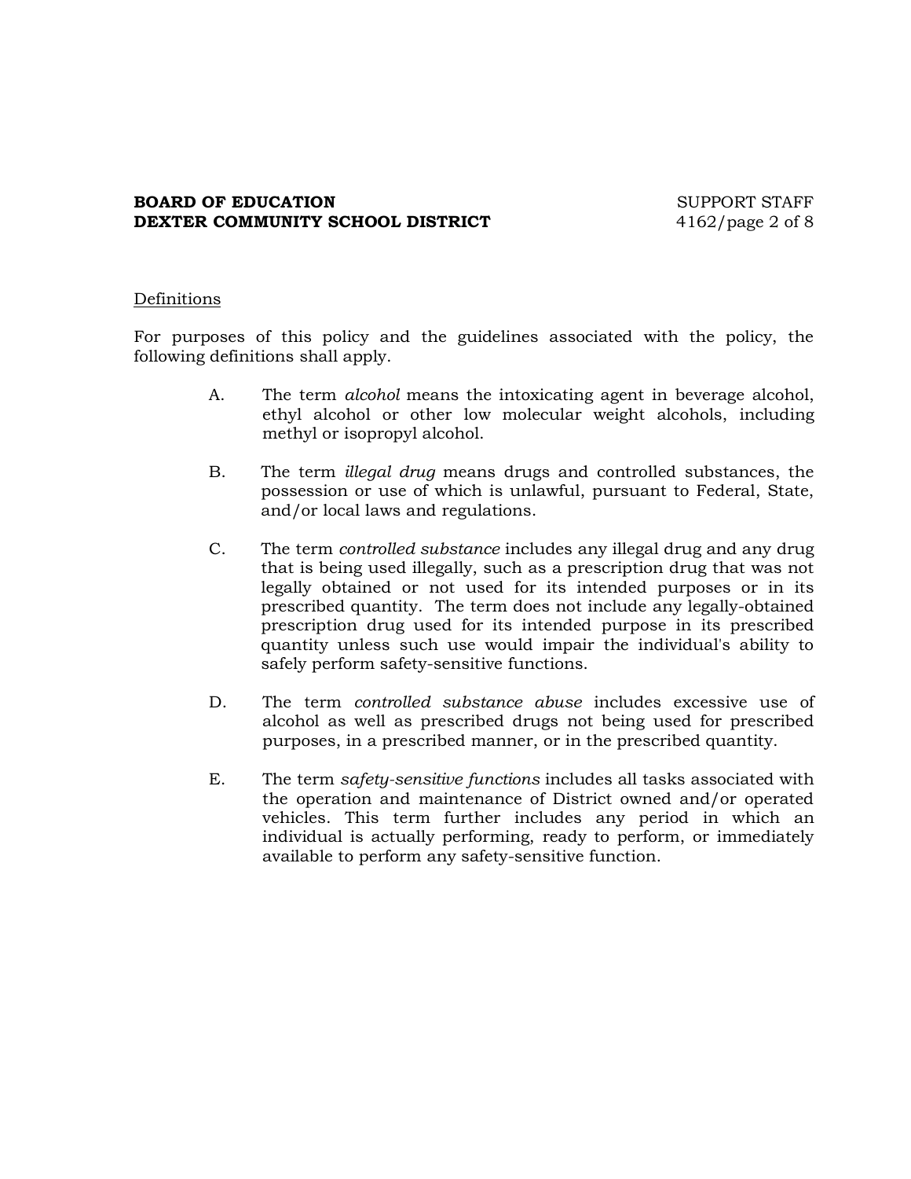## Definitions

For purposes of this policy and the guidelines associated with the policy, the following definitions shall apply.

A. The term *alcohol* means the intoxicating agent in beverage alcohol, ethyl alcohol or other low molecular weight alcohols, including methyl or isopropyl alcohol.

B. The term *illegal drug* means drugs and controlled substances, the possession or use of which is unlawful, pursuant to Federal, State, and/or local laws and regulations.

C. The term *controlled substance* includes any illegal drug and any drug that is being used illegally, such as a prescription drug that was not legally obtained or not used for its intended purposes or in its prescribed quantity. The term does not include any legally-obtained prescription drug used for its intended purpose in its prescribed quantity unless such use would impair the individual's ability to safely perform safety-sensitive functions.

D. The term *controlled substance abuse* includes excessive use of alcohol as well as prescribed drugs not being used for prescribed purposes, in a prescribed manner, or in the prescribed quantity.

E. The term *safety-sensitive functions* includes all tasks associated with the operation and maintenance of District owned and/or operated vehicles. This term further includes any period in which an individual is actually performing, ready to perform, or immediately available to perform any safety-sensitive function.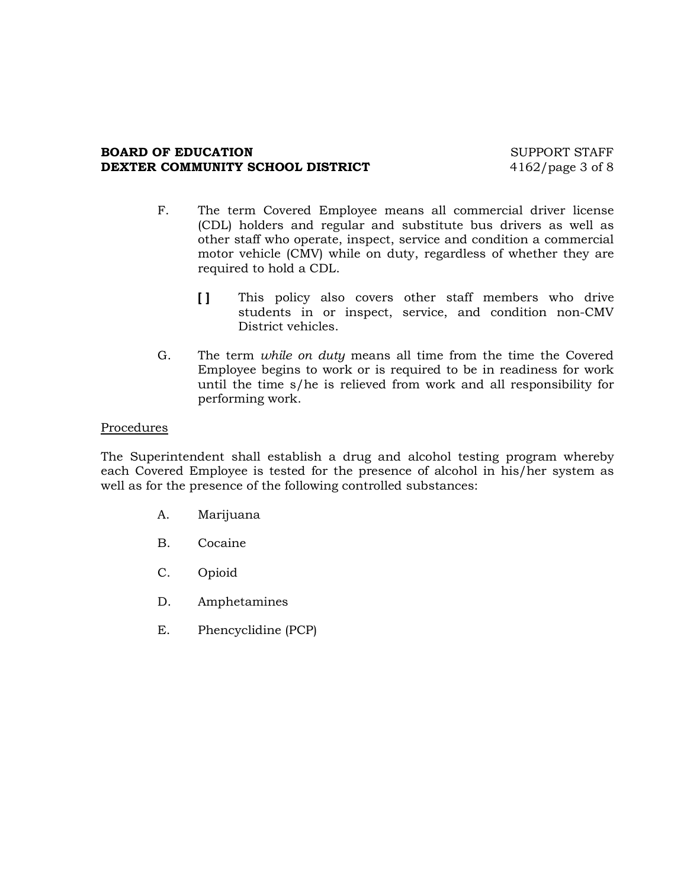F. The term Covered Employee means all commercial driver license (CDL) holders and regular and substitute bus drivers as well as other staff who operate, inspect, service and condition a commercial motor vehicle (CMV) while on duty, regardless of whether they are required to hold a CDL.

   **[ ]** This policy also covers other staff members who drive students in or inspect, service, and condition non-CMV District vehicles.

G. The term *while on duty* means all time from the time the Covered Employee begins to work or is required to be in readiness for work until the time s/he is relieved from work and all responsibility for performing work.

<u>Procedures</u>

The Superintendent shall establish a drug and alcohol testing program whereby each Covered Employee is tested for the presence of alcohol in his/her system as well as for the presence of the following controlled substances:

A. Marijuana

B. Cocaine

C. Opioid

D. Amphetamines

E. Phencyclidine (PCP)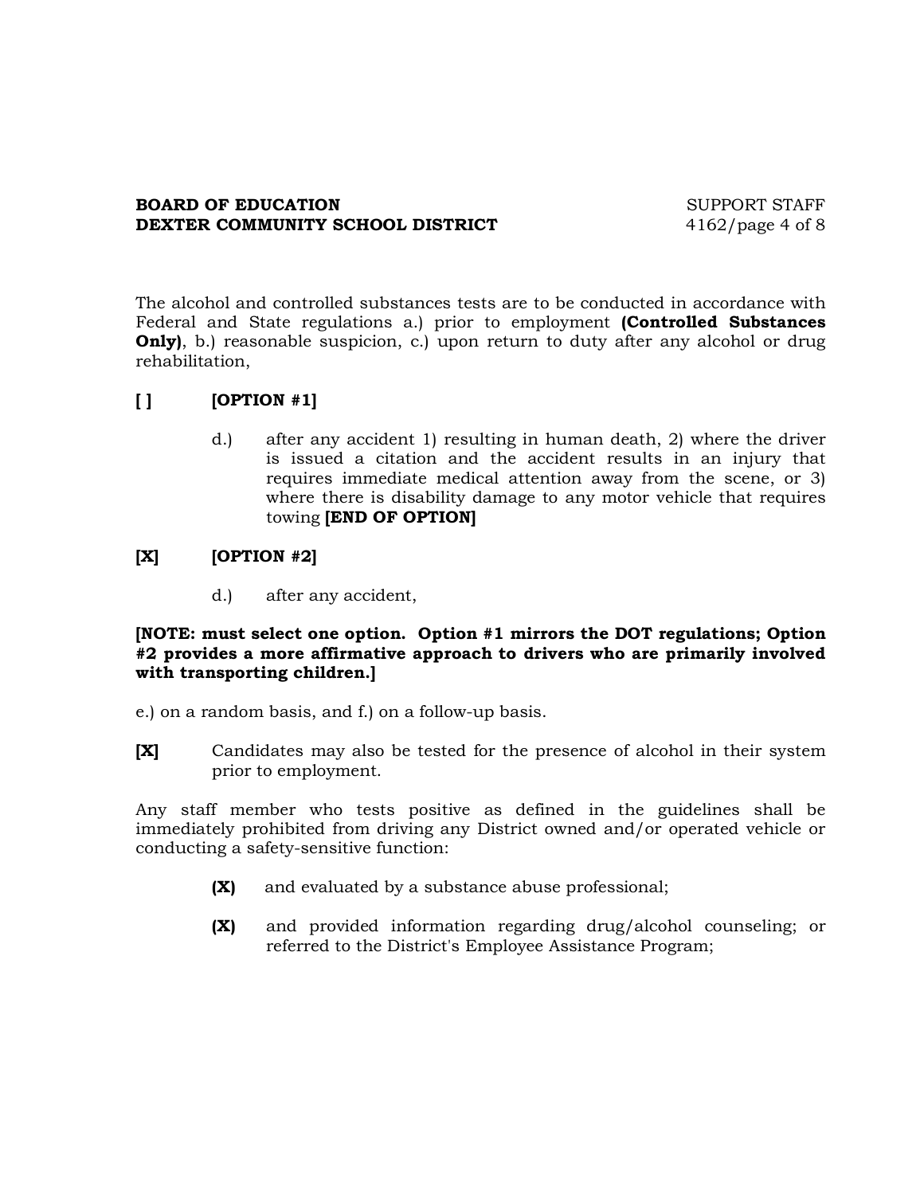The alcohol and controlled substances tests are to be conducted in accordance with Federal and State regulations a.) prior to employment **(Controlled Substances Only)**, b.) reasonable suspicion, c.) upon return to duty after any alcohol or drug rehabilitation,

**[ ]  [OPTION #1]**

> d.) after any accident 1) resulting in human death, 2) where the driver is issued a citation and the accident results in an injury that requires immediate medical attention away from the scene, or 3) where there is disability damage to any motor vehicle that requires towing **[END OF OPTION]**

**[X]  [OPTION #2]**

> d.) after any accident,

**[NOTE: must select one option. Option #1 mirrors the DOT regulations; Option #2 provides a more affirmative approach to drivers who are primarily involved with transporting children.]**

e.) on a random basis, and f.) on a follow-up basis.

**[X]** Candidates may also be tested for the presence of alcohol in their system prior to employment.

Any staff member who tests positive as defined in the guidelines shall be immediately prohibited from driving any District owned and/or operated vehicle or conducting a safety-sensitive function:

> **(X)** and evaluated by a substance abuse professional;
>
> **(X)** and provided information regarding drug/alcohol counseling; or referred to the District's Employee Assistance Program;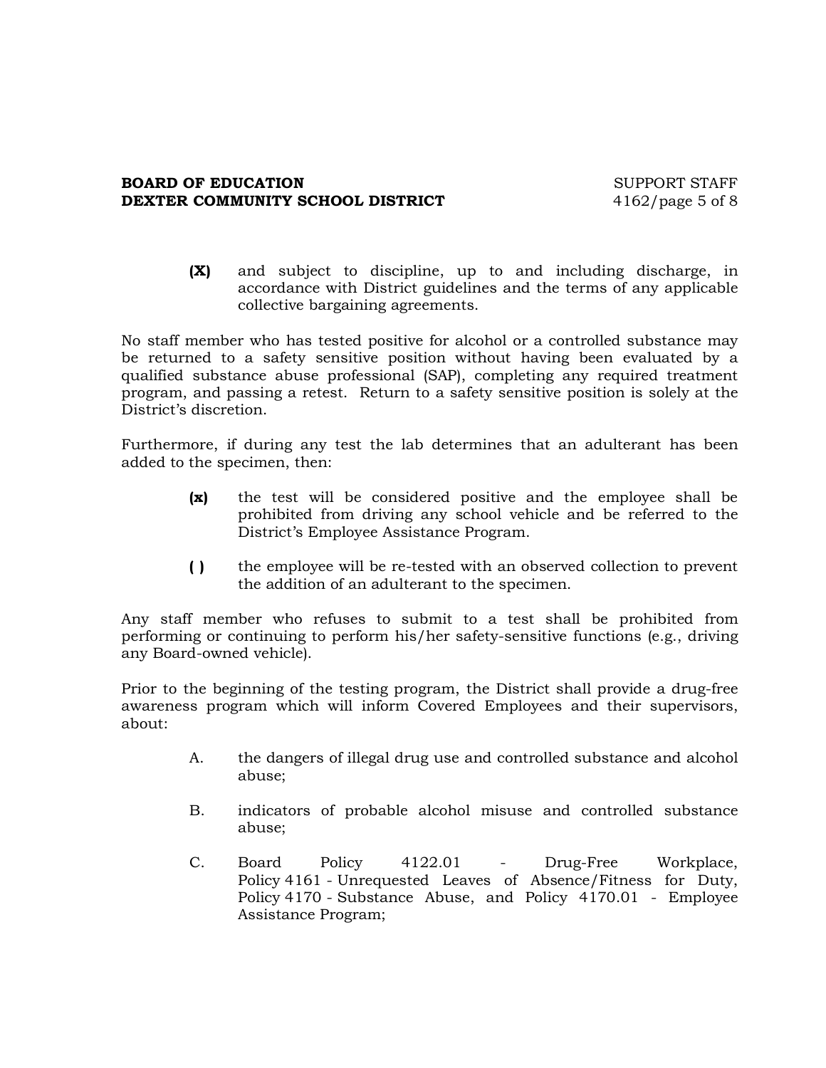**(X)** and subject to discipline, up to and including discharge, in accordance with District guidelines and the terms of any applicable collective bargaining agreements.

No staff member who has tested positive for alcohol or a controlled substance may be returned to a safety sensitive position without having been evaluated by a qualified substance abuse professional (SAP), completing any required treatment program, and passing a retest. Return to a safety sensitive position is solely at the District's discretion.

Furthermore, if during any test the lab determines that an adulterant has been added to the specimen, then:

**(x)** the test will be considered positive and the employee shall be prohibited from driving any school vehicle and be referred to the District's Employee Assistance Program.

**( )** the employee will be re-tested with an observed collection to prevent the addition of an adulterant to the specimen.

Any staff member who refuses to submit to a test shall be prohibited from performing or continuing to perform his/her safety-sensitive functions (e.g., driving any Board-owned vehicle).

Prior to the beginning of the testing program, the District shall provide a drug-free awareness program which will inform Covered Employees and their supervisors, about:

A. the dangers of illegal drug use and controlled substance and alcohol abuse;

B. indicators of probable alcohol misuse and controlled substance abuse;

C. Board Policy 4122.01 - Drug-Free Workplace, Policy 4161 - Unrequested Leaves of Absence/Fitness for Duty, Policy 4170 - Substance Abuse, and Policy 4170.01 - Employee Assistance Program;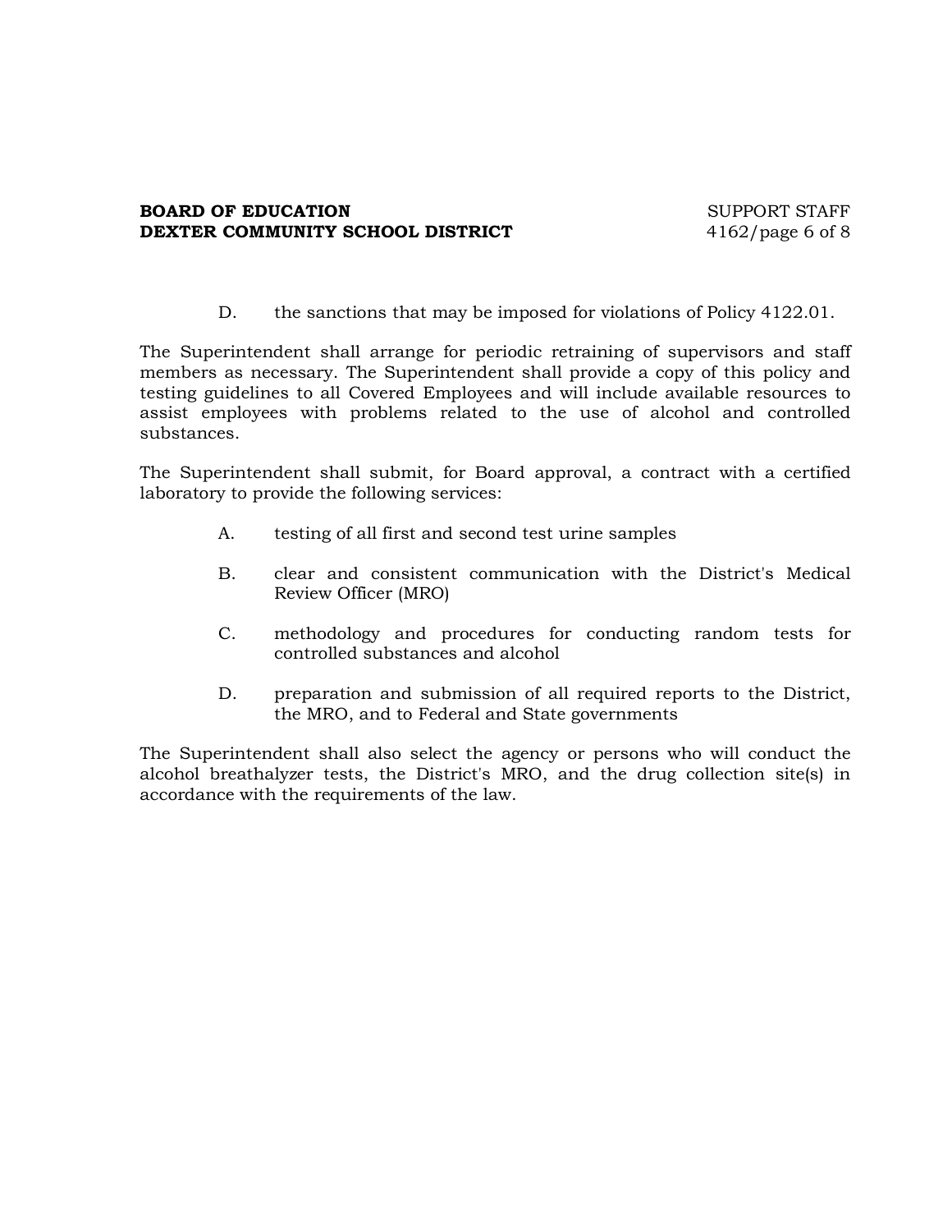D. the sanctions that may be imposed for violations of Policy 4122.01.

The Superintendent shall arrange for periodic retraining of supervisors and staff members as necessary. The Superintendent shall provide a copy of this policy and testing guidelines to all Covered Employees and will include available resources to assist employees with problems related to the use of alcohol and controlled substances.

The Superintendent shall submit, for Board approval, a contract with a certified laboratory to provide the following services:

A. testing of all first and second test urine samples

B. clear and consistent communication with the District's Medical Review Officer (MRO)

C. methodology and procedures for conducting random tests for controlled substances and alcohol

D. preparation and submission of all required reports to the District, the MRO, and to Federal and State governments

The Superintendent shall also select the agency or persons who will conduct the alcohol breathalyzer tests, the District's MRO, and the drug collection site(s) in accordance with the requirements of the law.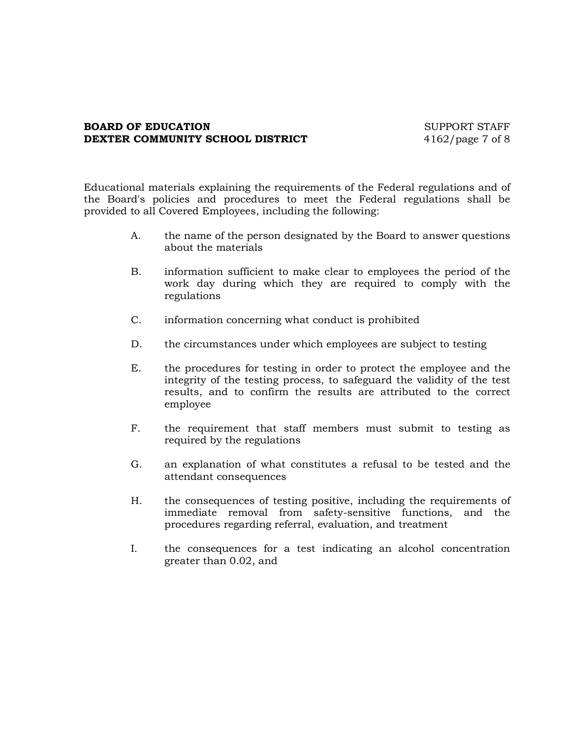Educational materials explaining the requirements of the Federal regulations and of the Board's policies and procedures to meet the Federal regulations shall be provided to all Covered Employees, including the following:

A. the name of the person designated by the Board to answer questions about the materials

B. information sufficient to make clear to employees the period of the work day during which they are required to comply with the regulations

C. information concerning what conduct is prohibited

D. the circumstances under which employees are subject to testing

E. the procedures for testing in order to protect the employee and the integrity of the testing process, to safeguard the validity of the test results, and to confirm the results are attributed to the correct employee

F. the requirement that staff members must submit to testing as required by the regulations

G. an explanation of what constitutes a refusal to be tested and the attendant consequences

H. the consequences of testing positive, including the requirements of immediate removal from safety-sensitive functions, and the procedures regarding referral, evaluation, and treatment

I. the consequences for a test indicating an alcohol concentration greater than 0.02, and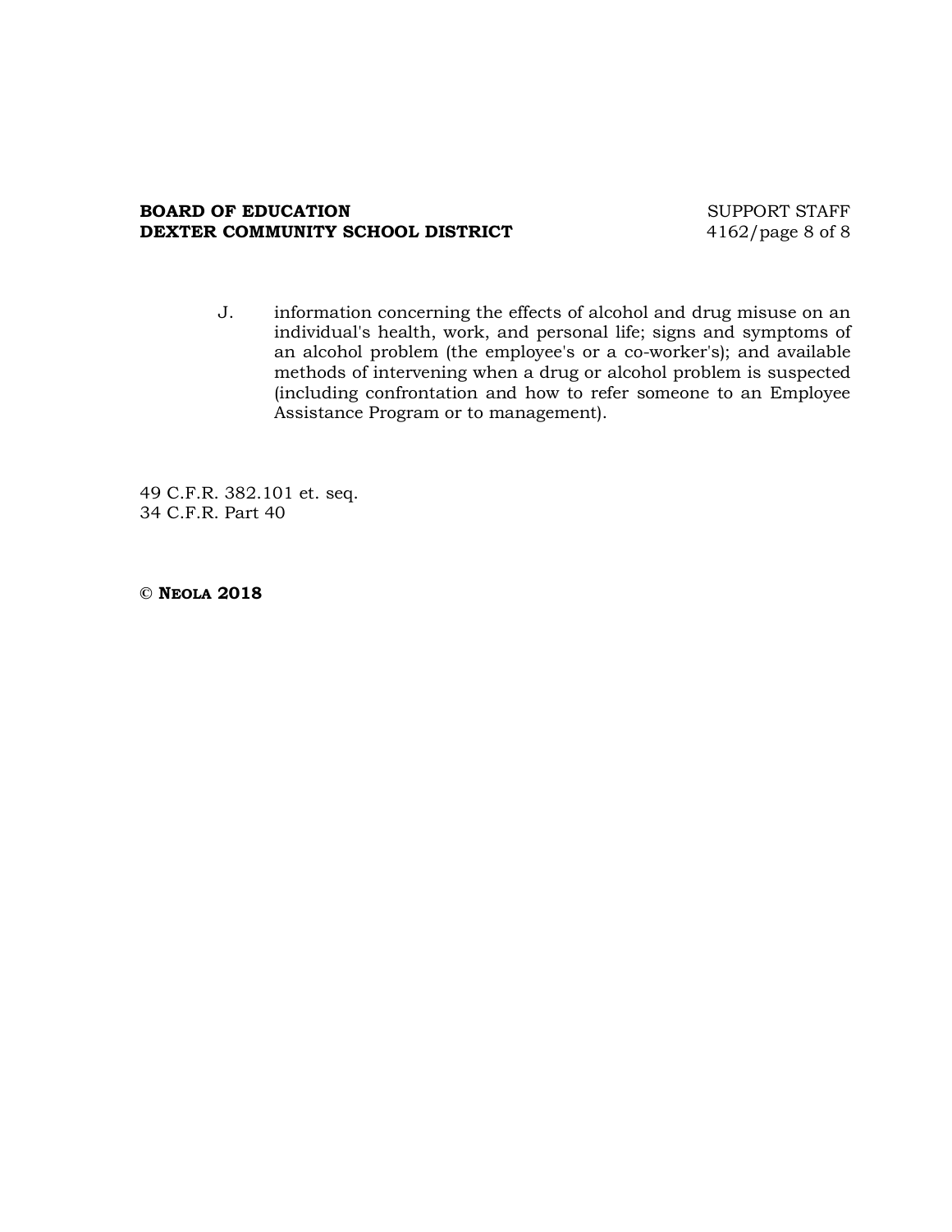J. information concerning the effects of alcohol and drug misuse on an individual's health, work, and personal life; signs and symptoms of an alcohol problem (the employee's or a co-worker's); and available methods of intervening when a drug or alcohol problem is suspected (including confrontation and how to refer someone to an Employee Assistance Program or to management).

49 C.F.R. 382.101 et. seq.
34 C.F.R. Part 40

**© NEOLA 2018**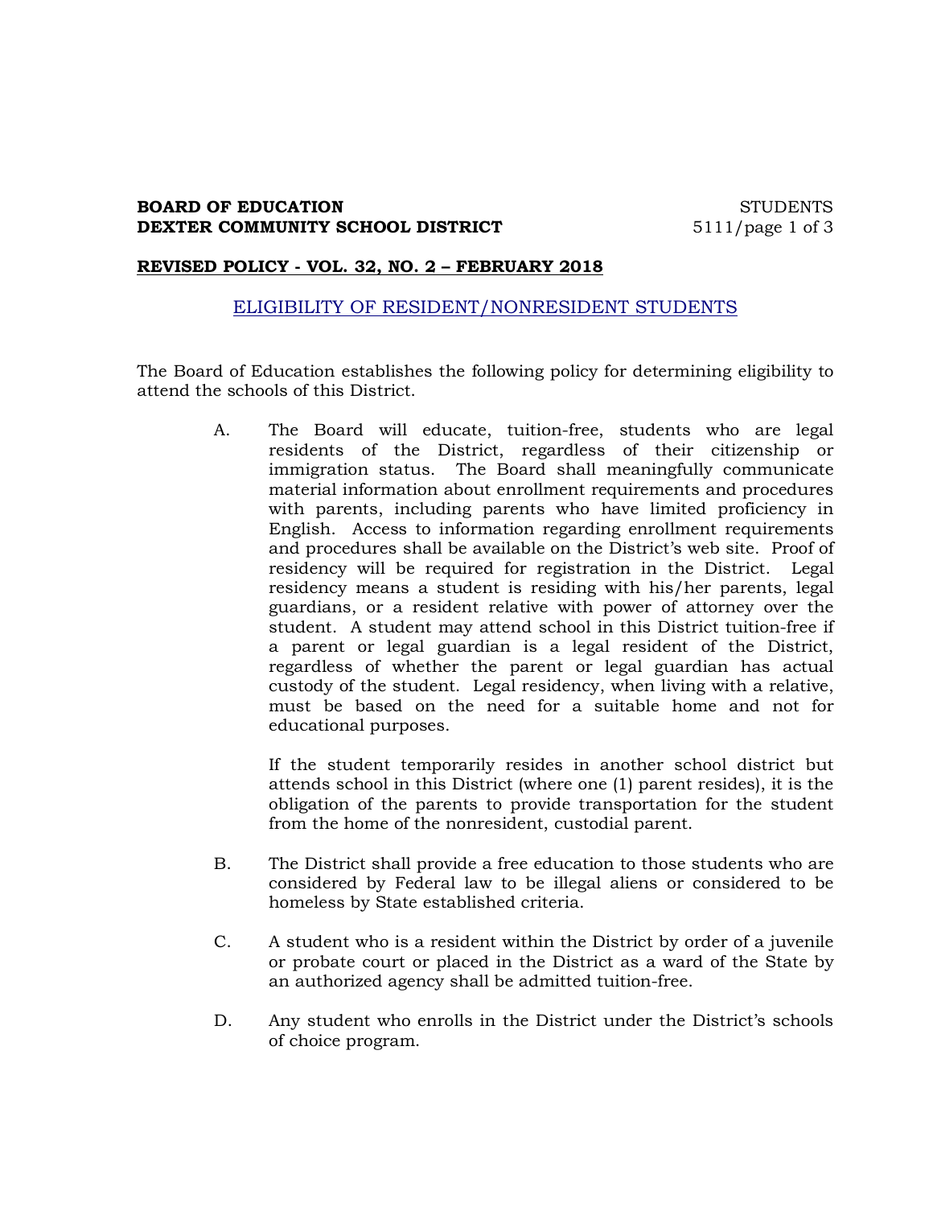**BOARD OF EDUCATION** STUDENTS
**DEXTER COMMUNITY SCHOOL DISTRICT** 5111

**REVISED POLICY - VOL. 32, NO. 2 – FEBRUARY 2018**

## ELIGIBILITY OF RESIDENT/NONRESIDENT STUDENTS

The Board of Education establishes the following policy for determining eligibility to attend the schools of this District.

A. The Board will educate, tuition-free, students who are legal residents of the District, regardless of their citizenship or immigration status. The Board shall meaningfully communicate material information about enrollment requirements and procedures with parents, including parents who have limited proficiency in English. Access to information regarding enrollment requirements and procedures shall be available on the District's web site. Proof of residency will be required for registration in the District. Legal residency means a student is residing with his/her parents, legal guardians, or a resident relative with power of attorney over the student. A student may attend school in this District tuition-free if a parent or legal guardian is a legal resident of the District, regardless of whether the parent or legal guardian has actual custody of the student. Legal residency, when living with a relative, must be based on the need for a suitable home and not for educational purposes.

   If the student temporarily resides in another school district but attends school in this District (where one (1) parent resides), it is the obligation of the parents to provide transportation for the student from the home of the nonresident, custodial parent.

B. The District shall provide a free education to those students who are considered by Federal law to be illegal aliens or considered to be homeless by State established criteria.

C. A student who is a resident within the District by order of a juvenile or probate court or placed in the District as a ward of the State by an authorized agency shall be admitted tuition-free.

D. Any student who enrolls in the District under the District's schools of choice program.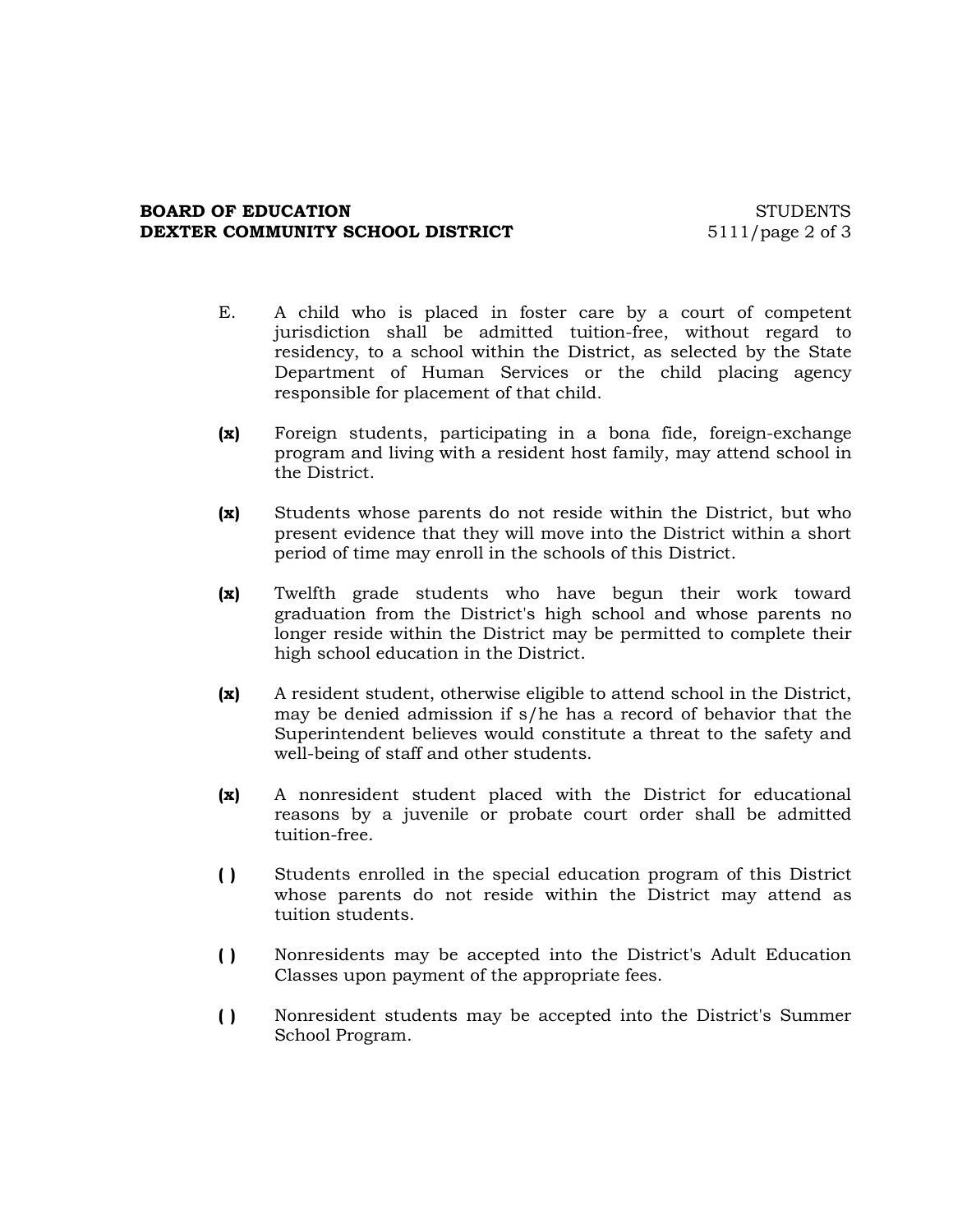E. A child who is placed in foster care by a court of competent jurisdiction shall be admitted tuition-free, without regard to residency, to a school within the District, as selected by the State Department of Human Services or the child placing agency responsible for placement of that child.

**(x)** Foreign students, participating in a bona fide, foreign-exchange program and living with a resident host family, may attend school in the District.

**(x)** Students whose parents do not reside within the District, but who present evidence that they will move into the District within a short period of time may enroll in the schools of this District.

**(x)** Twelfth grade students who have begun their work toward graduation from the District's high school and whose parents no longer reside within the District may be permitted to complete their high school education in the District.

**(x)** A resident student, otherwise eligible to attend school in the District, may be denied admission if s/he has a record of behavior that the Superintendent believes would constitute a threat to the safety and well-being of staff and other students.

**(x)** A nonresident student placed with the District for educational reasons by a juvenile or probate court order shall be admitted tuition-free.

**( )** Students enrolled in the special education program of this District whose parents do not reside within the District may attend as tuition students.

**( )** Nonresidents may be accepted into the District's Adult Education Classes upon payment of the appropriate fees.

**( )** Nonresident students may be accepted into the District's Summer School Program.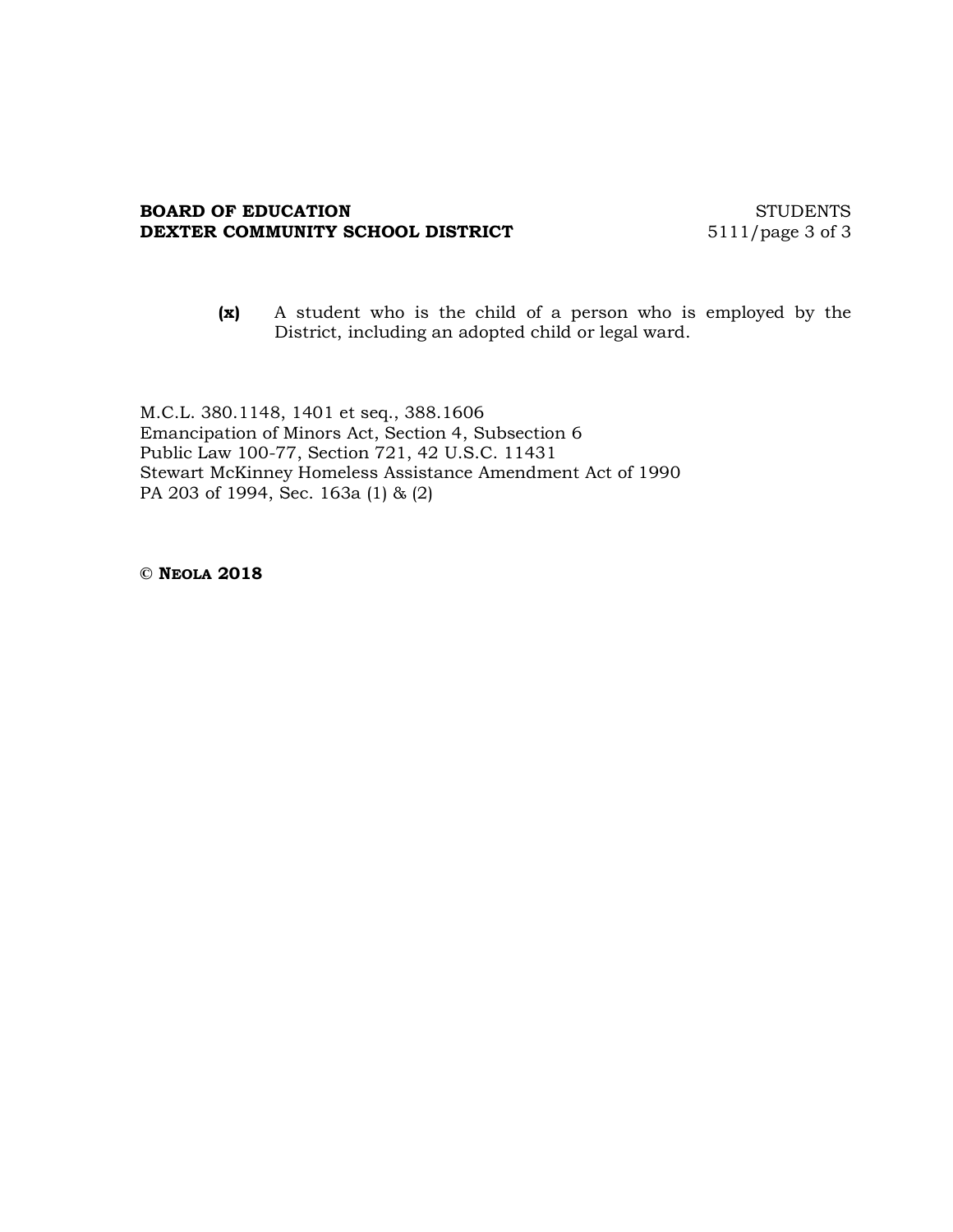**(x)** A student who is the child of a person who is employed by the District, including an adopted child or legal ward.

M.C.L. 380.1148, 1401 et seq., 388.1606
Emancipation of Minors Act, Section 4, Subsection 6
Public Law 100-77, Section 721, 42 U.S.C. 11431
Stewart McKinney Homeless Assistance Amendment Act of 1990
PA 203 of 1994, Sec. 163a (1) & (2)

© **NEOLA 2018**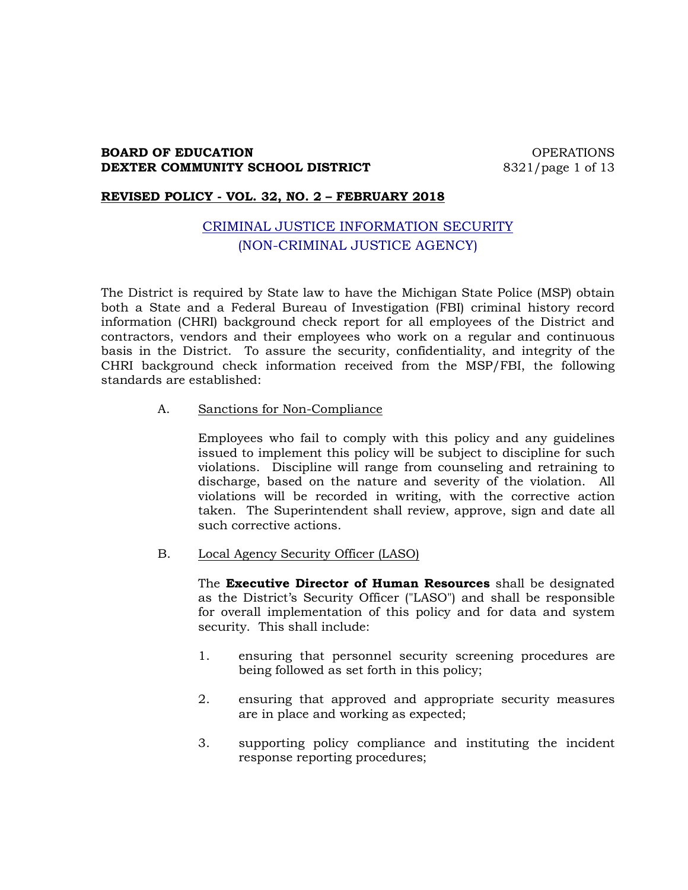**BOARD OF EDUCATION**
**DEXTER COMMUNITY SCHOOL DISTRICT**

OPERATIONS
8321

**REVISED POLICY - VOL. 32, NO. 2 – FEBRUARY 2018**

## CRIMINAL JUSTICE INFORMATION SECURITY (NON-CRIMINAL JUSTICE AGENCY)

The District is required by State law to have the Michigan State Police (MSP) obtain both a State and a Federal Bureau of Investigation (FBI) criminal history record information (CHRI) background check report for all employees of the District and contractors, vendors and their employees who work on a regular and continuous basis in the District. To assure the security, confidentiality, and integrity of the CHRI background check information received from the MSP/FBI, the following standards are established:

A. Sanctions for Non-Compliance

Employees who fail to comply with this policy and any guidelines issued to implement this policy will be subject to discipline for such violations. Discipline will range from counseling and retraining to discharge, based on the nature and severity of the violation. All violations will be recorded in writing, with the corrective action taken. The Superintendent shall review, approve, sign and date all such corrective actions.

B. Local Agency Security Officer (LASO)

The **Executive Director of Human Resources** shall be designated as the District's Security Officer ("LASO") and shall be responsible for overall implementation of this policy and for data and system security. This shall include:

1. ensuring that personnel security screening procedures are being followed as set forth in this policy;

2. ensuring that approved and appropriate security measures are in place and working as expected;

3. supporting policy compliance and instituting the incident response reporting procedures;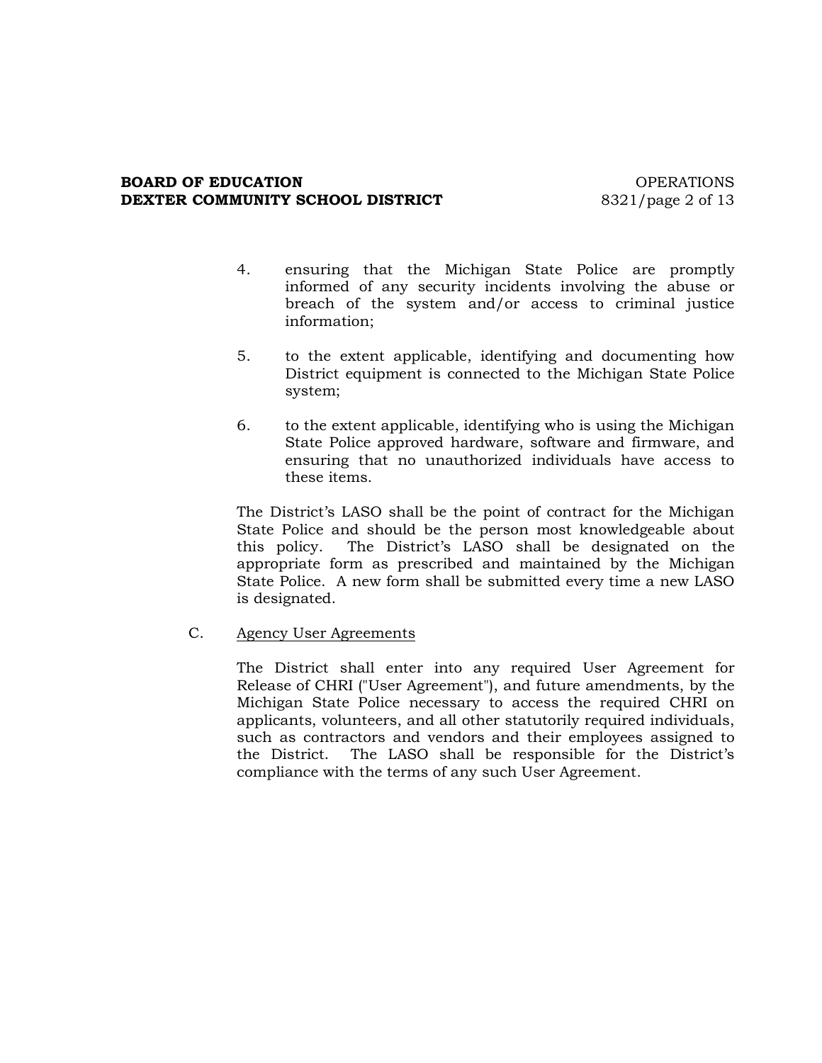4. ensuring that the Michigan State Police are promptly informed of any security incidents involving the abuse or breach of the system and/or access to criminal justice information;

5. to the extent applicable, identifying and documenting how District equipment is connected to the Michigan State Police system;

6. to the extent applicable, identifying who is using the Michigan State Police approved hardware, software and firmware, and ensuring that no unauthorized individuals have access to these items.

The District's LASO shall be the point of contract for the Michigan State Police and should be the person most knowledgeable about this policy. The District's LASO shall be designated on the appropriate form as prescribed and maintained by the Michigan State Police. A new form shall be submitted every time a new LASO is designated.

C. Agency User Agreements

The District shall enter into any required User Agreement for Release of CHRI ("User Agreement"), and future amendments, by the Michigan State Police necessary to access the required CHRI on applicants, volunteers, and all other statutorily required individuals, such as contractors and vendors and their employees assigned to the District. The LASO shall be responsible for the District's compliance with the terms of any such User Agreement.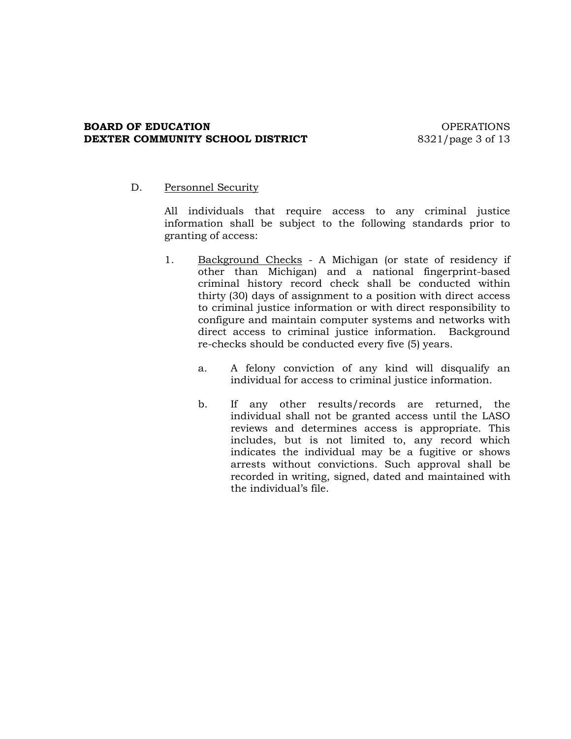D. <u>Personnel Security</u>

All individuals that require access to any criminal justice information shall be subject to the following standards prior to granting of access:

1. <u>Background Checks</u> - A Michigan (or state of residency if other than Michigan) and a national fingerprint-based criminal history record check shall be conducted within thirty (30) days of assignment to a position with direct access to criminal justice information or with direct responsibility to configure and maintain computer systems and networks with direct access to criminal justice information. Background re-checks should be conducted every five (5) years.

   a. A felony conviction of any kind will disqualify an individual for access to criminal justice information.

   b. If any other results/records are returned, the individual shall not be granted access until the LASO reviews and determines access is appropriate. This includes, but is not limited to, any record which indicates the individual may be a fugitive or shows arrests without convictions. Such approval shall be recorded in writing, signed, dated and maintained with the individual's file.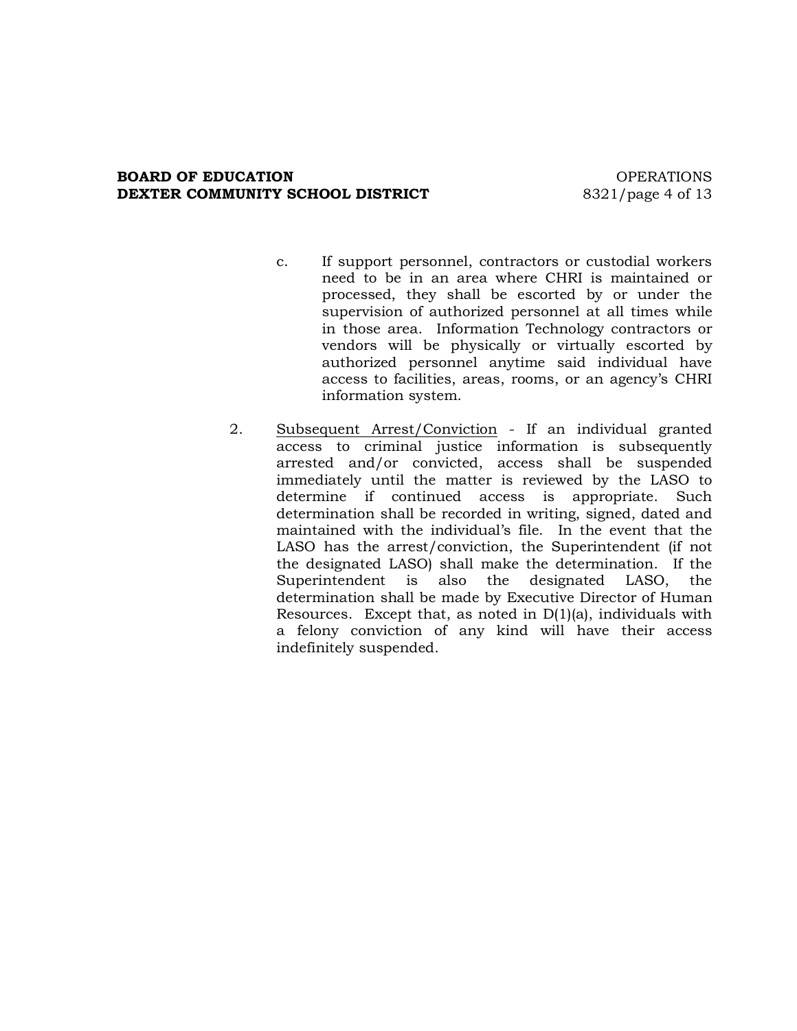c. If support personnel, contractors or custodial workers need to be in an area where CHRI is maintained or processed, they shall be escorted by or under the supervision of authorized personnel at all times while in those area. Information Technology contractors or vendors will be physically or virtually escorted by authorized personnel anytime said individual have access to facilities, areas, rooms, or an agency's CHRI information system.

2. <u>Subsequent Arrest/Conviction</u> - If an individual granted access to criminal justice information is subsequently arrested and/or convicted, access shall be suspended immediately until the matter is reviewed by the LASO to determine if continued access is appropriate. Such determination shall be recorded in writing, signed, dated and maintained with the individual's file. In the event that the LASO has the arrest/conviction, the Superintendent (if not the designated LASO) shall make the determination. If the Superintendent is also the designated LASO, the determination shall be made by Executive Director of Human Resources. Except that, as noted in D(1)(a), individuals with a felony conviction of any kind will have their access indefinitely suspended.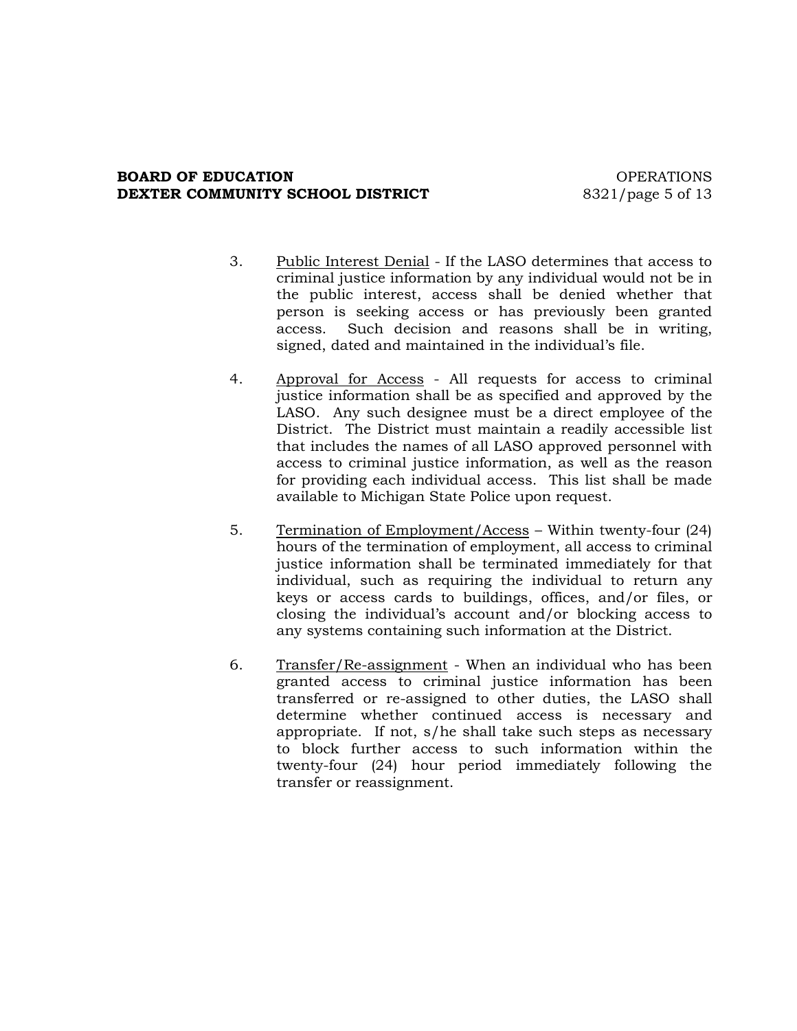3. Public Interest Denial - If the LASO determines that access to criminal justice information by any individual would not be in the public interest, access shall be denied whether that person is seeking access or has previously been granted access. Such decision and reasons shall be in writing, signed, dated and maintained in the individual's file.

4. Approval for Access - All requests for access to criminal justice information shall be as specified and approved by the LASO. Any such designee must be a direct employee of the District. The District must maintain a readily accessible list that includes the names of all LASO approved personnel with access to criminal justice information, as well as the reason for providing each individual access. This list shall be made available to Michigan State Police upon request.

5. Termination of Employment/Access – Within twenty-four (24) hours of the termination of employment, all access to criminal justice information shall be terminated immediately for that individual, such as requiring the individual to return any keys or access cards to buildings, offices, and/or files, or closing the individual's account and/or blocking access to any systems containing such information at the District.

6. Transfer/Re-assignment - When an individual who has been granted access to criminal justice information has been transferred or re-assigned to other duties, the LASO shall determine whether continued access is necessary and appropriate. If not, s/he shall take such steps as necessary to block further access to such information within the twenty-four (24) hour period immediately following the transfer or reassignment.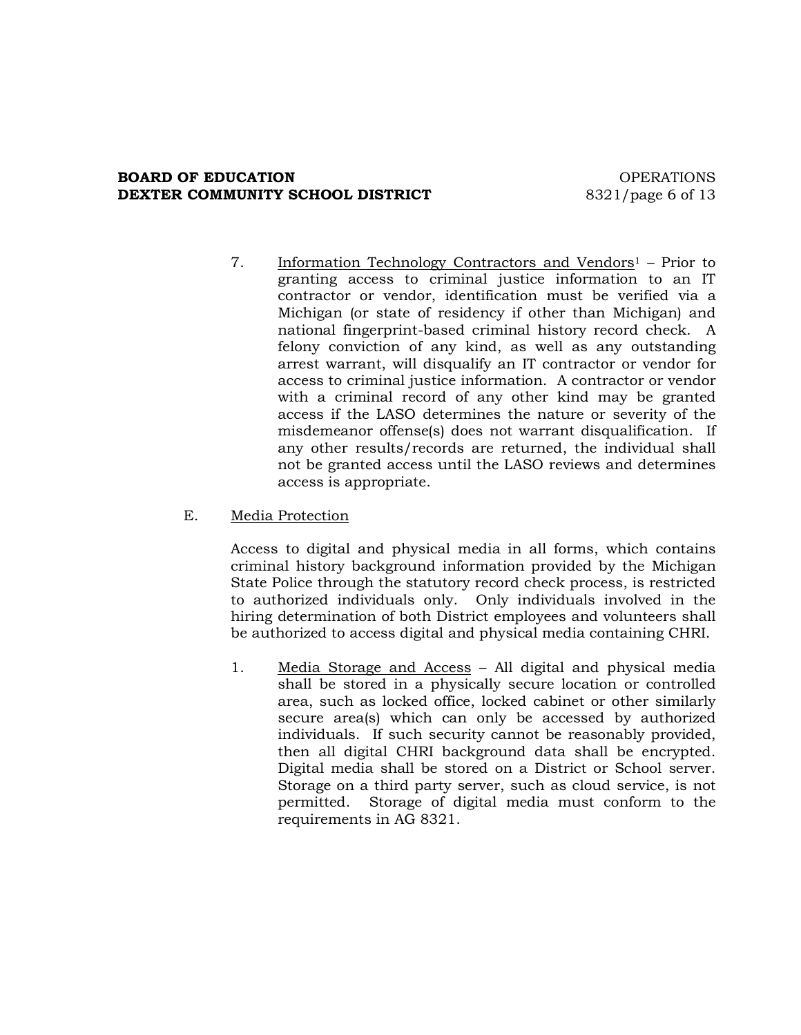7. Information Technology Contractors and Vendors[1] – Prior to granting access to criminal justice information to an IT contractor or vendor, identification must be verified via a Michigan (or state of residency if other than Michigan) and national fingerprint-based criminal history record check. A felony conviction of any kind, as well as any outstanding arrest warrant, will disqualify an IT contractor or vendor for access to criminal justice information. A contractor or vendor with a criminal record of any other kind may be granted access if the LASO determines the nature or severity of the misdemeanor offense(s) does not warrant disqualification. If any other results/records are returned, the individual shall not be granted access until the LASO reviews and determines access is appropriate.

E. Media Protection

Access to digital and physical media in all forms, which contains criminal history background information provided by the Michigan State Police through the statutory record check process, is restricted to authorized individuals only. Only individuals involved in the hiring determination of both District employees and volunteers shall be authorized to access digital and physical media containing CHRI.

1. Media Storage and Access – All digital and physical media shall be stored in a physically secure location or controlled area, such as locked office, locked cabinet or other similarly secure area(s) which can only be accessed by authorized individuals. If such security cannot be reasonably provided, then all digital CHRI background data shall be encrypted. Digital media shall be stored on a District or School server. Storage on a third party server, such as cloud service, is not permitted. Storage of digital media must conform to the requirements in AG 8321.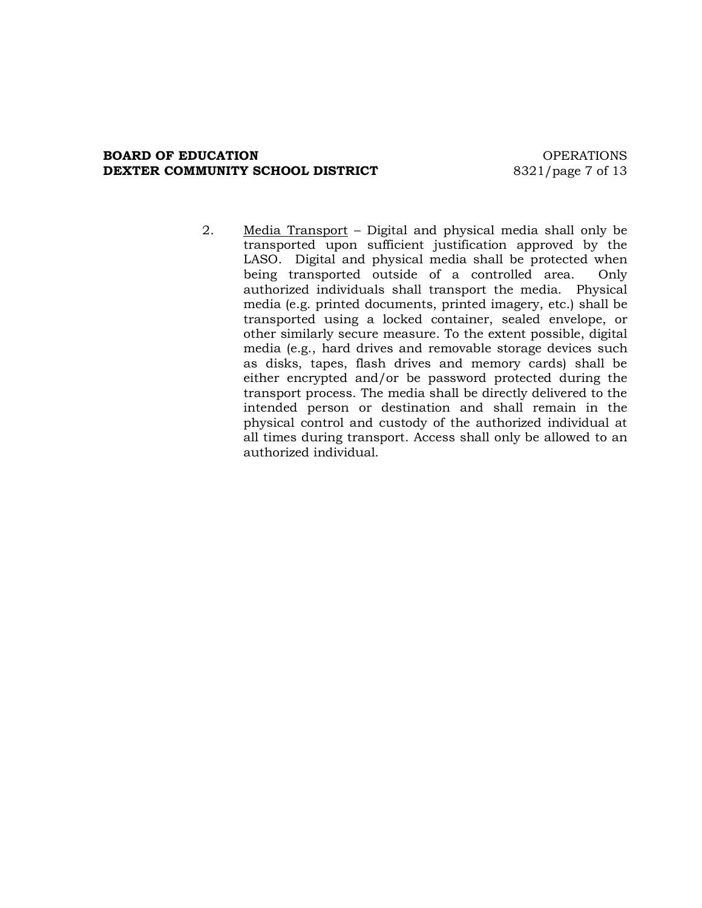2. <u>Media Transport</u> – Digital and physical media shall only be transported upon sufficient justification approved by the LASO. Digital and physical media shall be protected when being transported outside of a controlled area. Only authorized individuals shall transport the media. Physical media (e.g. printed documents, printed imagery, etc.) shall be transported using a locked container, sealed envelope, or other similarly secure measure. To the extent possible, digital media (e.g., hard drives and removable storage devices such as disks, tapes, flash drives and memory cards) shall be either encrypted and/or be password protected during the transport process. The media shall be directly delivered to the intended person or destination and shall remain in the physical control and custody of the authorized individual at all times during transport. Access shall only be allowed to an authorized individual.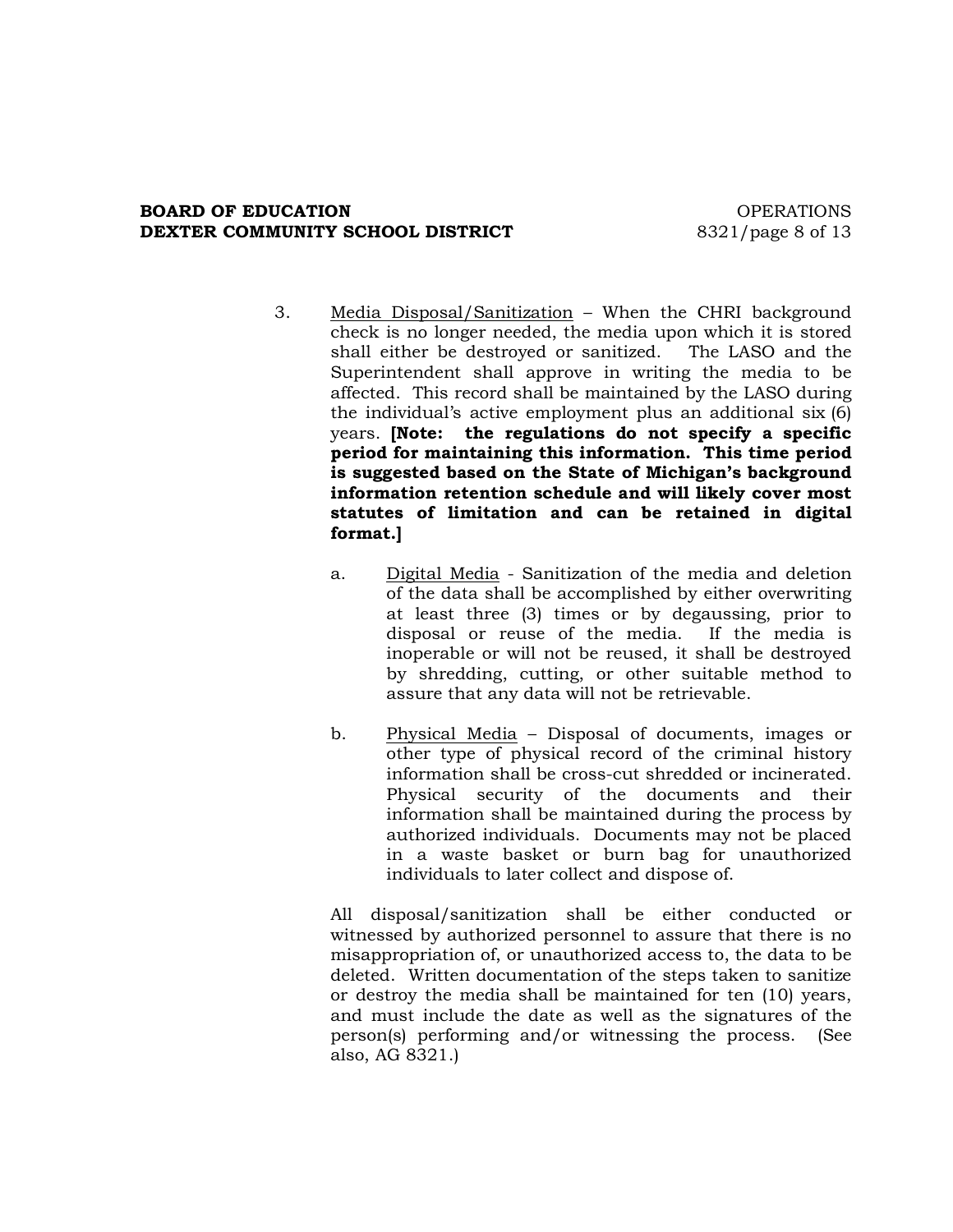3. Media Disposal/Sanitization – When the CHRI background check is no longer needed, the media upon which it is stored shall either be destroyed or sanitized. The LASO and the Superintendent shall approve in writing the media to be affected. This record shall be maintained by the LASO during the individual's active employment plus an additional six (6) years. **[Note: the regulations do not specify a specific period for maintaining this information. This time period is suggested based on the State of Michigan's background information retention schedule and will likely cover most statutes of limitation and can be retained in digital format.]**

   a. Digital Media - Sanitization of the media and deletion of the data shall be accomplished by either overwriting at least three (3) times or by degaussing, prior to disposal or reuse of the media. If the media is inoperable or will not be reused, it shall be destroyed by shredding, cutting, or other suitable method to assure that any data will not be retrievable.

   b. Physical Media – Disposal of documents, images or other type of physical record of the criminal history information shall be cross-cut shredded or incinerated. Physical security of the documents and their information shall be maintained during the process by authorized individuals. Documents may not be placed in a waste basket or burn bag for unauthorized individuals to later collect and dispose of.

   All disposal/sanitization shall be either conducted or witnessed by authorized personnel to assure that there is no misappropriation of, or unauthorized access to, the data to be deleted. Written documentation of the steps taken to sanitize or destroy the media shall be maintained for ten (10) years, and must include the date as well as the signatures of the person(s) performing and/or witnessing the process. (See also, AG 8321.)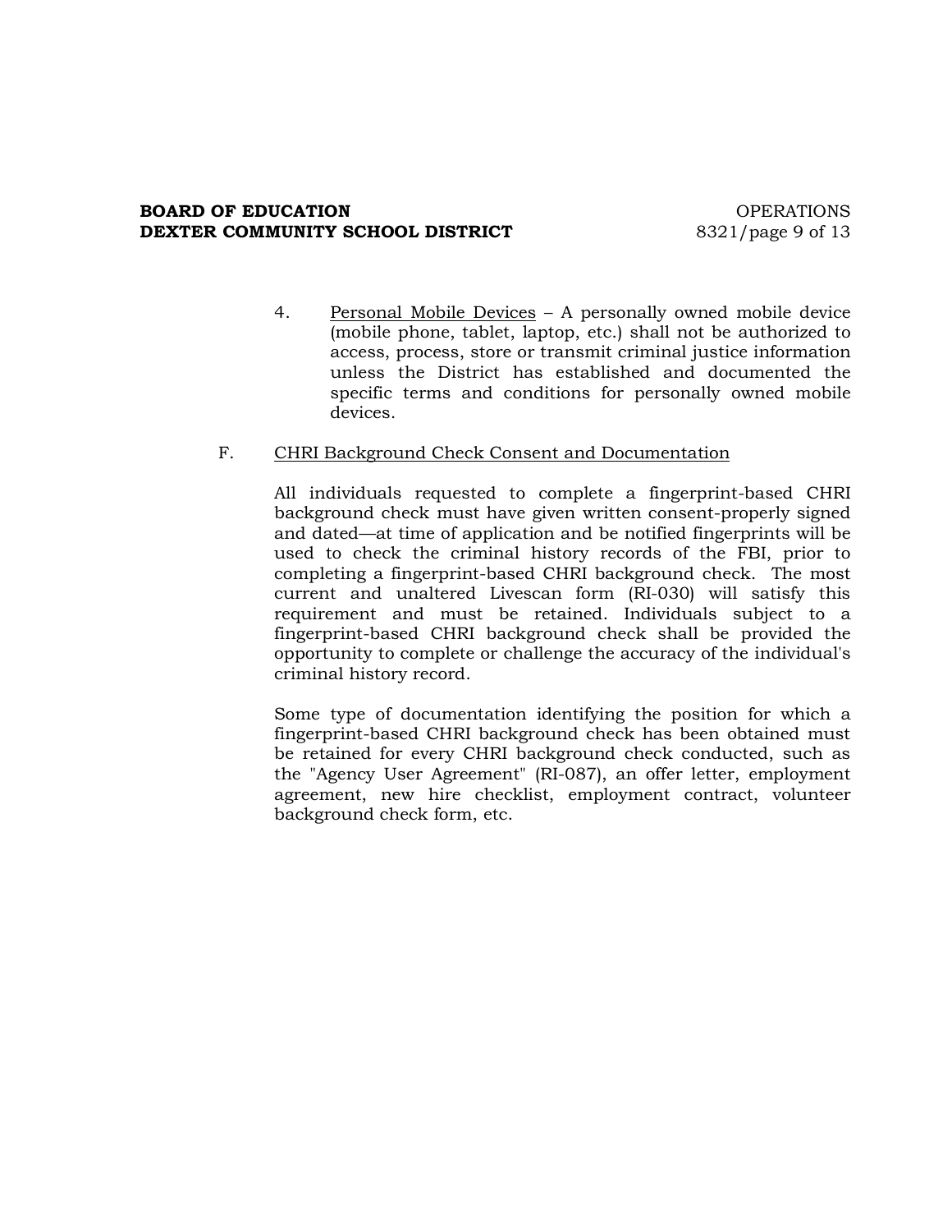4. <u>Personal Mobile Devices</u> – A personally owned mobile device (mobile phone, tablet, laptop, etc.) shall not be authorized to access, process, store or transmit criminal justice information unless the District has established and documented the specific terms and conditions for personally owned mobile devices.

F. <u>CHRI Background Check Consent and Documentation</u>

All individuals requested to complete a fingerprint-based CHRI background check must have given written consent-properly signed and dated—at time of application and be notified fingerprints will be used to check the criminal history records of the FBI, prior to completing a fingerprint-based CHRI background check. The most current and unaltered Livescan form (RI-030) will satisfy this requirement and must be retained. Individuals subject to a fingerprint-based CHRI background check shall be provided the opportunity to complete or challenge the accuracy of the individual's criminal history record.

Some type of documentation identifying the position for which a fingerprint-based CHRI background check has been obtained must be retained for every CHRI background check conducted, such as the "Agency User Agreement" (RI-087), an offer letter, employment agreement, new hire checklist, employment contract, volunteer background check form, etc.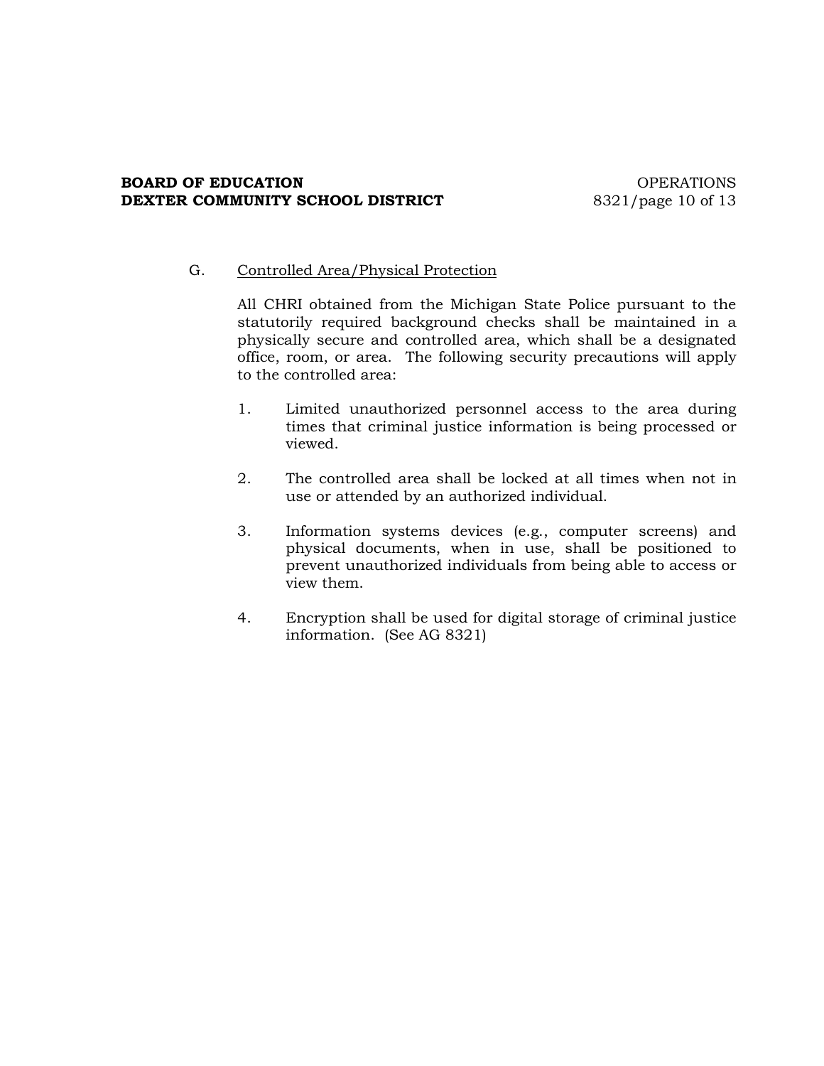G. Controlled Area/Physical Protection

All CHRI obtained from the Michigan State Police pursuant to the statutorily required background checks shall be maintained in a physically secure and controlled area, which shall be a designated office, room, or area. The following security precautions will apply to the controlled area:

1. Limited unauthorized personnel access to the area during times that criminal justice information is being processed or viewed.

2. The controlled area shall be locked at all times when not in use or attended by an authorized individual.

3. Information systems devices (e.g., computer screens) and physical documents, when in use, shall be positioned to prevent unauthorized individuals from being able to access or view them.

4. Encryption shall be used for digital storage of criminal justice information. (See AG 8321)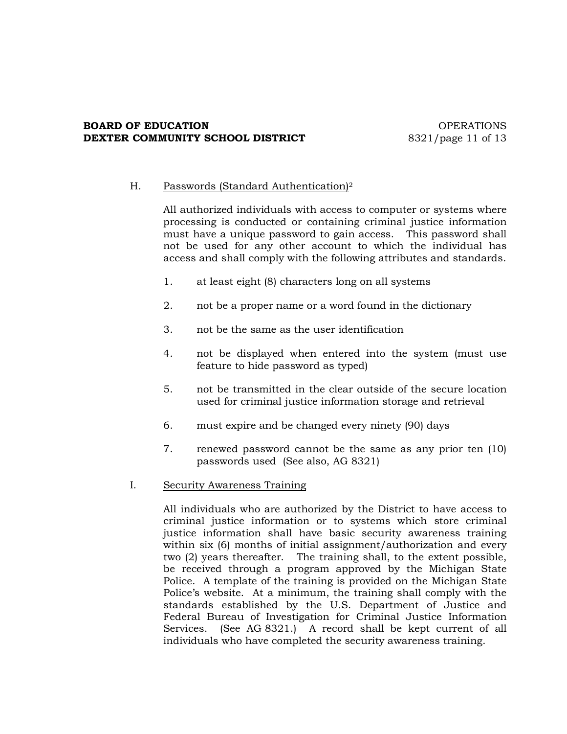H. Passwords (Standard Authentication)[2]

All authorized individuals with access to computer or systems where processing is conducted or containing criminal justice information must have a unique password to gain access. This password shall not be used for any other account to which the individual has access and shall comply with the following attributes and standards.

1. at least eight (8) characters long on all systems

2. not be a proper name or a word found in the dictionary

3. not be the same as the user identification

4. not be displayed when entered into the system (must use feature to hide password as typed)

5. not be transmitted in the clear outside of the secure location used for criminal justice information storage and retrieval

6. must expire and be changed every ninety (90) days

7. renewed password cannot be the same as any prior ten (10) passwords used (See also, AG 8321)

I. Security Awareness Training

All individuals who are authorized by the District to have access to criminal justice information or to systems which store criminal justice information shall have basic security awareness training within six (6) months of initial assignment/authorization and every two (2) years thereafter. The training shall, to the extent possible, be received through a program approved by the Michigan State Police. A template of the training is provided on the Michigan State Police's website. At a minimum, the training shall comply with the standards established by the U.S. Department of Justice and Federal Bureau of Investigation for Criminal Justice Information Services. (See AG 8321.) A record shall be kept current of all individuals who have completed the security awareness training.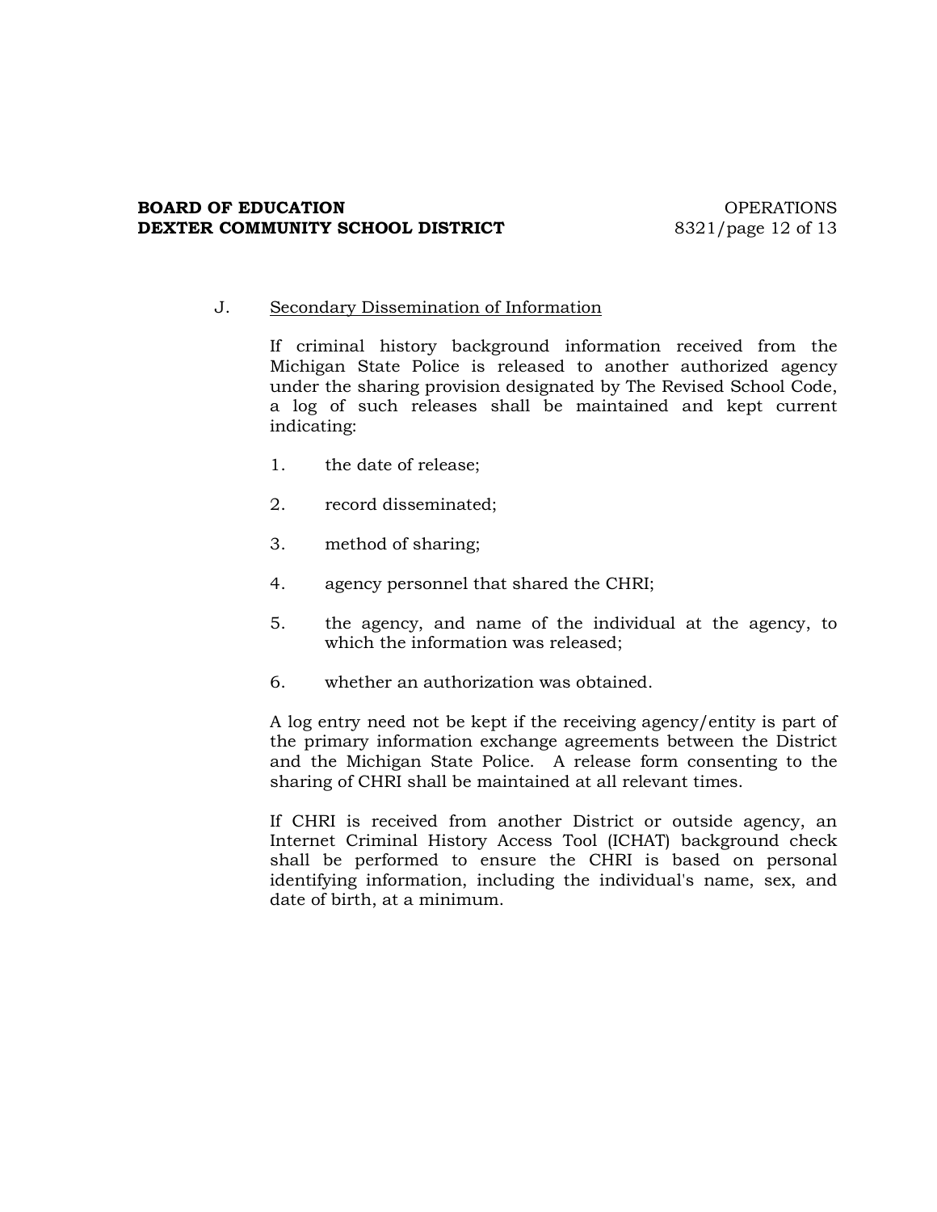J. Secondary Dissemination of Information

If criminal history background information received from the Michigan State Police is released to another authorized agency under the sharing provision designated by The Revised School Code, a log of such releases shall be maintained and kept current indicating:

1. the date of release;
2. record disseminated;
3. method of sharing;
4. agency personnel that shared the CHRI;
5. the agency, and name of the individual at the agency, to which the information was released;
6. whether an authorization was obtained.

A log entry need not be kept if the receiving agency/entity is part of the primary information exchange agreements between the District and the Michigan State Police. A release form consenting to the sharing of CHRI shall be maintained at all relevant times.

If CHRI is received from another District or outside agency, an Internet Criminal History Access Tool (ICHAT) background check shall be performed to ensure the CHRI is based on personal identifying information, including the individual's name, sex, and date of birth, at a minimum.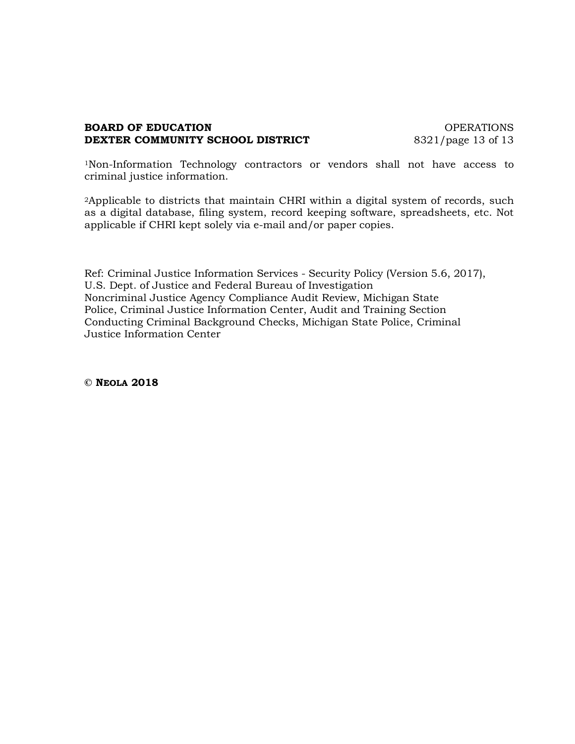[1]Non-Information Technology contractors or vendors shall not have access to criminal justice information.

[2]Applicable to districts that maintain CHRI within a digital system of records, such as a digital database, filing system, record keeping software, spreadsheets, etc. Not applicable if CHRI kept solely via e-mail and/or paper copies.

Ref: Criminal Justice Information Services - Security Policy (Version 5.6, 2017), U.S. Dept. of Justice and Federal Bureau of Investigation
Noncriminal Justice Agency Compliance Audit Review, Michigan State Police, Criminal Justice Information Center, Audit and Training Section
Conducting Criminal Background Checks, Michigan State Police, Criminal Justice Information Center

**© NEOLA 2018**